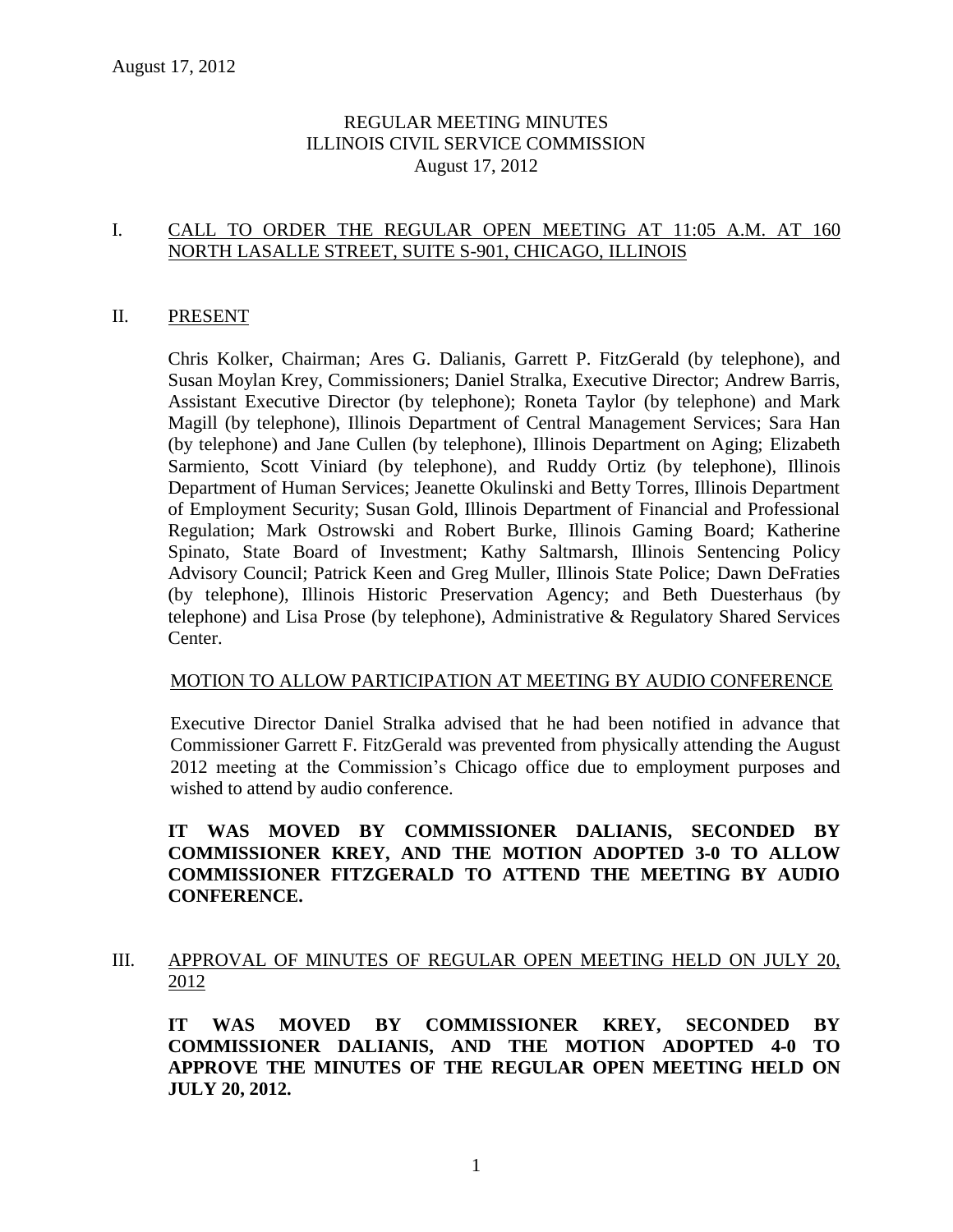August 17, 2012

# REGULAR MEETING MINUTES
# ILLINOIS CIVIL SERVICE COMMISSION
# August 17, 2012

## I. CALL TO ORDER THE REGULAR OPEN MEETING AT 11:05 A.M. AT 160 NORTH LASALLE STREET, SUITE S-901, CHICAGO, ILLINOIS

## II. PRESENT

Chris Kolker, Chairman; Ares G. Dalianis, Garrett P. FitzGerald (by telephone), and Susan Moylan Krey, Commissioners; Daniel Stralka, Executive Director; Andrew Barris, Assistant Executive Director (by telephone); Roneta Taylor (by telephone) and Mark Magill (by telephone), Illinois Department of Central Management Services; Sara Han (by telephone) and Jane Cullen (by telephone), Illinois Department on Aging; Elizabeth Sarmiento, Scott Viniard (by telephone), and Ruddy Ortiz (by telephone), Illinois Department of Human Services; Jeanette Okulinski and Betty Torres, Illinois Department of Employment Security; Susan Gold, Illinois Department of Financial and Professional Regulation; Mark Ostrowski and Robert Burke, Illinois Gaming Board; Katherine Spinato, State Board of Investment; Kathy Saltmarsh, Illinois Sentencing Policy Advisory Council; Patrick Keen and Greg Muller, Illinois State Police; Dawn DeFraties (by telephone), Illinois Historic Preservation Agency; and Beth Duesterhaus (by telephone) and Lisa Prose (by telephone), Administrative & Regulatory Shared Services Center.

### MOTION TO ALLOW PARTICIPATION AT MEETING BY AUDIO CONFERENCE

Executive Director Daniel Stralka advised that he had been notified in advance that Commissioner Garrett F. FitzGerald was prevented from physically attending the August 2012 meeting at the Commission's Chicago office due to employment purposes and wished to attend by audio conference.

**IT WAS MOVED BY COMMISSIONER DALIANIS, SECONDED BY COMMISSIONER KREY, AND THE MOTION ADOPTED 3-0 TO ALLOW COMMISSIONER FITZGERALD TO ATTEND THE MEETING BY AUDIO CONFERENCE.**

## III. APPROVAL OF MINUTES OF REGULAR OPEN MEETING HELD ON JULY 20, 2012

**IT WAS MOVED BY COMMISSIONER KREY, SECONDED BY COMMISSIONER DALIANIS, AND THE MOTION ADOPTED 4-0 TO APPROVE THE MINUTES OF THE REGULAR OPEN MEETING HELD ON JULY 20, 2012.**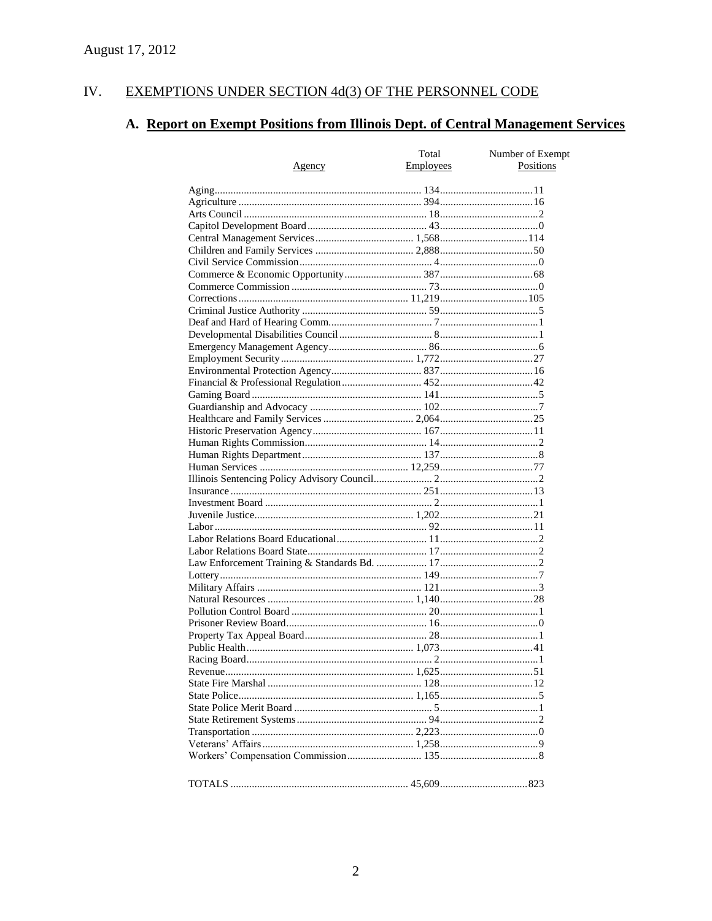August 17, 2012

## IV. EXEMPTIONS UNDER SECTION 4d(3) OF THE PERSONNEL CODE

### A. Report on Exempt Positions from Illinois Dept. of Central Management Services

| Agency | Total Employees | Number of Exempt Positions |
|---|---|---|
| Aging | 134 | 11 |
| Agriculture | 394 | 16 |
| Arts Council | 18 | 2 |
| Capitol Development Board | 43 | 0 |
| Central Management Services | 1,568 | 114 |
| Children and Family Services | 2,888 | 50 |
| Civil Service Commission | 4 | 0 |
| Commerce & Economic Opportunity | 387 | 68 |
| Commerce Commission | 73 | 0 |
| Corrections | 11,219 | 105 |
| Criminal Justice Authority | 59 | 5 |
| Deaf and Hard of Hearing Comm. | 7 | 1 |
| Developmental Disabilities Council | 8 | 1 |
| Emergency Management Agency | 86 | 6 |
| Employment Security | 1,772 | 27 |
| Environmental Protection Agency | 837 | 16 |
| Financial & Professional Regulation | 452 | 42 |
| Gaming Board | 141 | 5 |
| Guardianship and Advocacy | 102 | 7 |
| Healthcare and Family Services | 2,064 | 25 |
| Historic Preservation Agency | 167 | 11 |
| Human Rights Commission | 14 | 2 |
| Human Rights Department | 137 | 8 |
| Human Services | 12,259 | 77 |
| Illinois Sentencing Policy Advisory Council | 2 | 2 |
| Insurance | 251 | 13 |
| Investment Board | 2 | 1 |
| Juvenile Justice | 1,202 | 21 |
| Labor | 92 | 11 |
| Labor Relations Board Educational | 11 | 2 |
| Labor Relations Board State | 17 | 2 |
| Law Enforcement Training & Standards Bd. | 17 | 2 |
| Lottery | 149 | 7 |
| Military Affairs | 121 | 3 |
| Natural Resources | 1,140 | 28 |
| Pollution Control Board | 20 | 1 |
| Prisoner Review Board | 16 | 0 |
| Property Tax Appeal Board | 28 | 1 |
| Public Health | 1,073 | 41 |
| Racing Board | 2 | 1 |
| Revenue | 1,625 | 51 |
| State Fire Marshal | 128 | 12 |
| State Police | 1,165 | 5 |
| State Police Merit Board | 5 | 1 |
| State Retirement Systems | 94 | 2 |
| Transportation | 2,223 | 0 |
| Veterans' Affairs | 1,258 | 9 |
| Workers' Compensation Commission | 135 | 8 |
| TOTALS | 45,609 | 823 |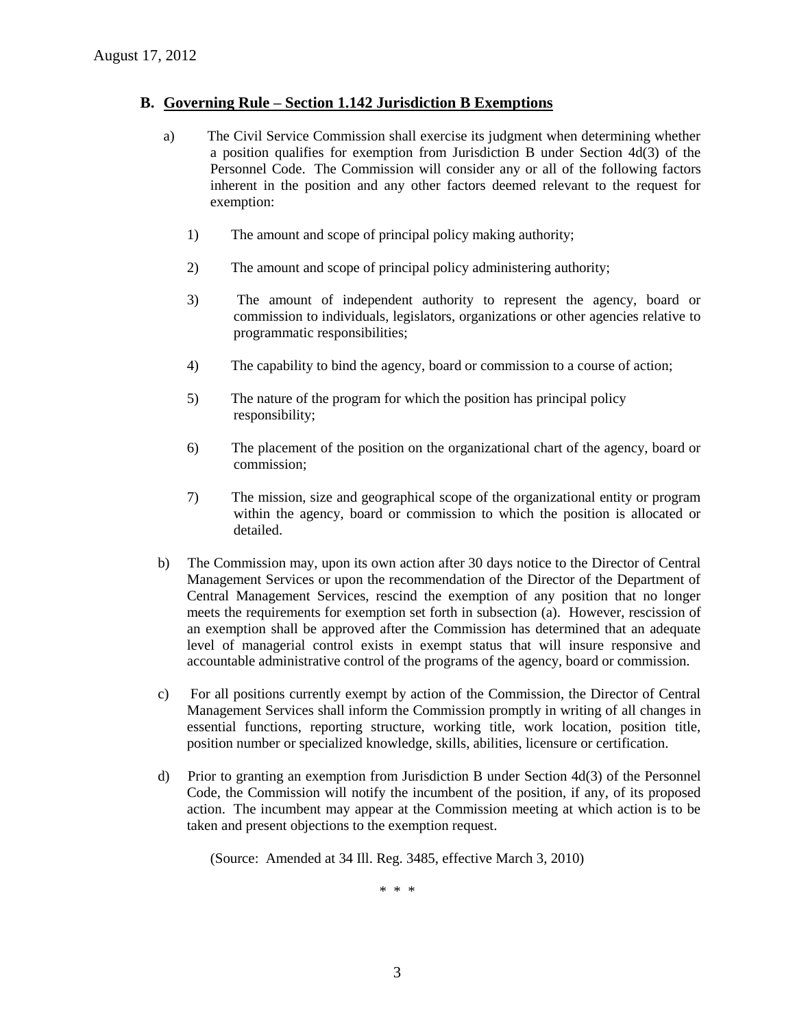## B. Governing Rule – Section 1.142 Jurisdiction B Exemptions

a) The Civil Service Commission shall exercise its judgment when determining whether a position qualifies for exemption from Jurisdiction B under Section 4d(3) of the Personnel Code. The Commission will consider any or all of the following factors inherent in the position and any other factors deemed relevant to the request for exemption:

1) The amount and scope of principal policy making authority;

2) The amount and scope of principal policy administering authority;

3) The amount of independent authority to represent the agency, board or commission to individuals, legislators, organizations or other agencies relative to programmatic responsibilities;

4) The capability to bind the agency, board or commission to a course of action;

5) The nature of the program for which the position has principal policy responsibility;

6) The placement of the position on the organizational chart of the agency, board or commission;

7) The mission, size and geographical scope of the organizational entity or program within the agency, board or commission to which the position is allocated or detailed.

b) The Commission may, upon its own action after 30 days notice to the Director of Central Management Services or upon the recommendation of the Director of the Department of Central Management Services, rescind the exemption of any position that no longer meets the requirements for exemption set forth in subsection (a). However, rescission of an exemption shall be approved after the Commission has determined that an adequate level of managerial control exists in exempt status that will insure responsive and accountable administrative control of the programs of the agency, board or commission.

c) For all positions currently exempt by action of the Commission, the Director of Central Management Services shall inform the Commission promptly in writing of all changes in essential functions, reporting structure, working title, work location, position title, position number or specialized knowledge, skills, abilities, licensure or certification.

d) Prior to granting an exemption from Jurisdiction B under Section 4d(3) of the Personnel Code, the Commission will notify the incumbent of the position, if any, of its proposed action. The incumbent may appear at the Commission meeting at which action is to be taken and present objections to the exemption request.

(Source: Amended at 34 Ill. Reg. 3485, effective March 3, 2010)

\* \* \*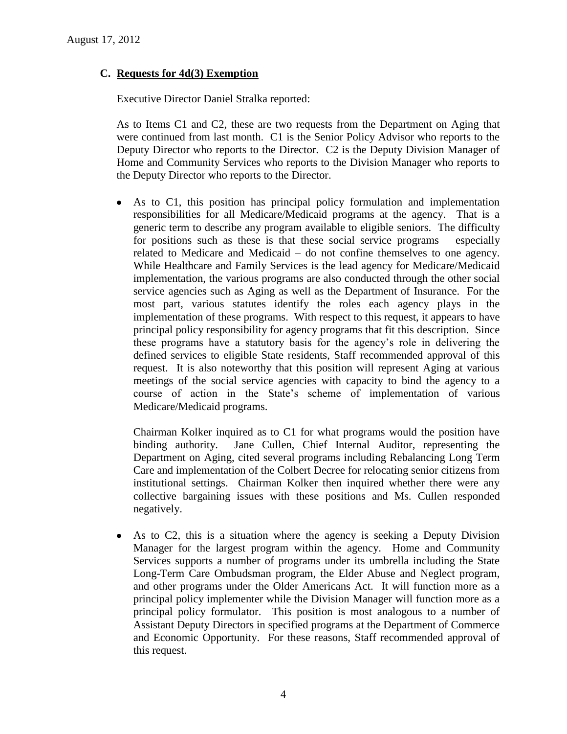August 17, 2012

## C. Requests for 4d(3) Exemption

Executive Director Daniel Stralka reported:

As to Items C1 and C2, these are two requests from the Department on Aging that were continued from last month. C1 is the Senior Policy Advisor who reports to the Deputy Director who reports to the Director. C2 is the Deputy Division Manager of Home and Community Services who reports to the Division Manager who reports to the Deputy Director who reports to the Director.

- As to C1, this position has principal policy formulation and implementation responsibilities for all Medicare/Medicaid programs at the agency. That is a generic term to describe any program available to eligible seniors. The difficulty for positions such as these is that these social service programs – especially related to Medicare and Medicaid – do not confine themselves to one agency. While Healthcare and Family Services is the lead agency for Medicare/Medicaid implementation, the various programs are also conducted through the other social service agencies such as Aging as well as the Department of Insurance. For the most part, various statutes identify the roles each agency plays in the implementation of these programs. With respect to this request, it appears to have principal policy responsibility for agency programs that fit this description. Since these programs have a statutory basis for the agency's role in delivering the defined services to eligible State residents, Staff recommended approval of this request. It is also noteworthy that this position will represent Aging at various meetings of the social service agencies with capacity to bind the agency to a course of action in the State's scheme of implementation of various Medicare/Medicaid programs.

  Chairman Kolker inquired as to C1 for what programs would the position have binding authority. Jane Cullen, Chief Internal Auditor, representing the Department on Aging, cited several programs including Rebalancing Long Term Care and implementation of the Colbert Decree for relocating senior citizens from institutional settings. Chairman Kolker then inquired whether there were any collective bargaining issues with these positions and Ms. Cullen responded negatively.

- As to C2, this is a situation where the agency is seeking a Deputy Division Manager for the largest program within the agency. Home and Community Services supports a number of programs under its umbrella including the State Long-Term Care Ombudsman program, the Elder Abuse and Neglect program, and other programs under the Older Americans Act. It will function more as a principal policy implementer while the Division Manager will function more as a principal policy formulator. This position is most analogous to a number of Assistant Deputy Directors in specified programs at the Department of Commerce and Economic Opportunity. For these reasons, Staff recommended approval of this request.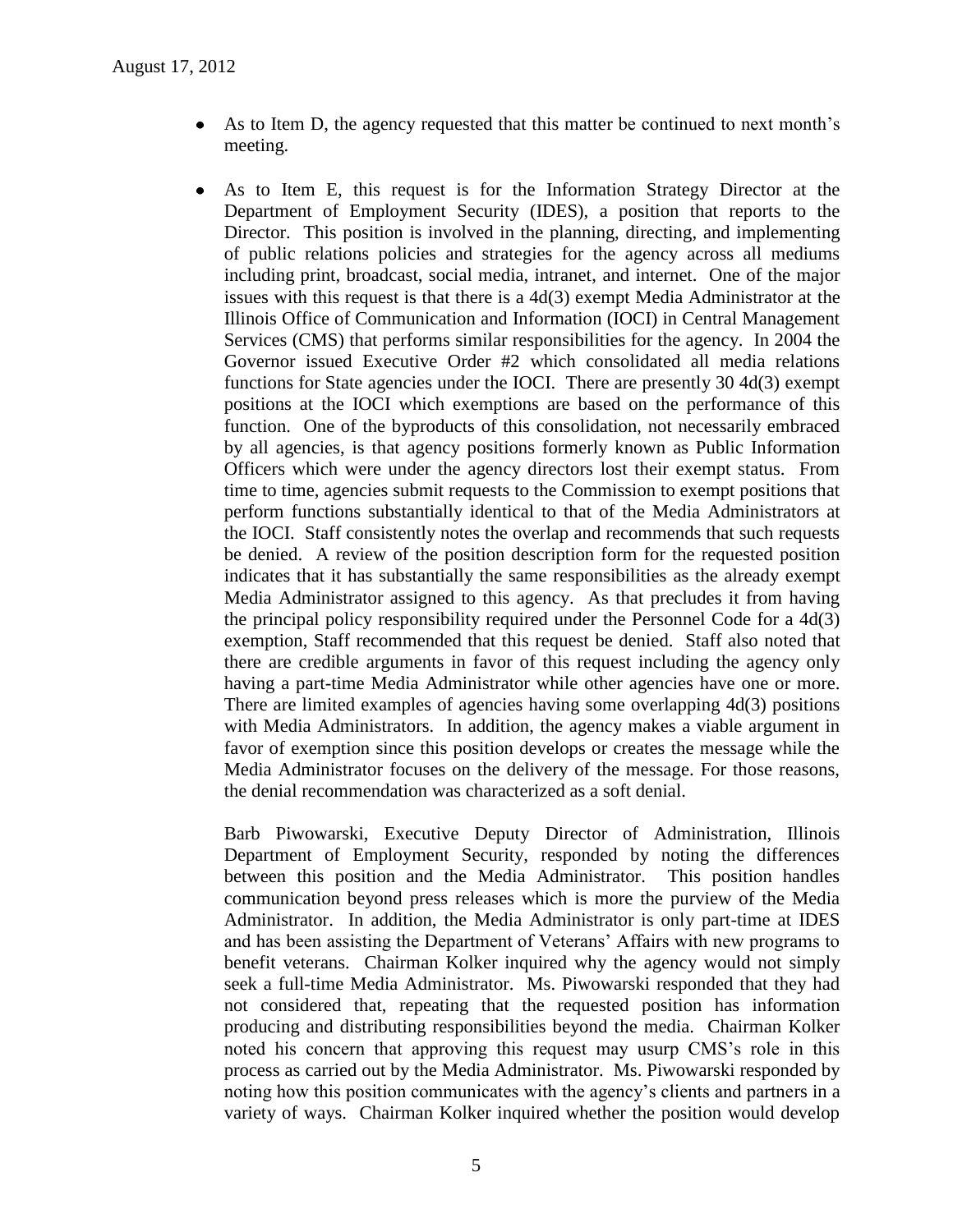- As to Item D, the agency requested that this matter be continued to next month's meeting.

- As to Item E, this request is for the Information Strategy Director at the Department of Employment Security (IDES), a position that reports to the Director. This position is involved in the planning, directing, and implementing of public relations policies and strategies for the agency across all mediums including print, broadcast, social media, intranet, and internet. One of the major issues with this request is that there is a 4d(3) exempt Media Administrator at the Illinois Office of Communication and Information (IOCI) in Central Management Services (CMS) that performs similar responsibilities for the agency. In 2004 the Governor issued Executive Order #2 which consolidated all media relations functions for State agencies under the IOCI. There are presently 30 4d(3) exempt positions at the IOCI which exemptions are based on the performance of this function. One of the byproducts of this consolidation, not necessarily embraced by all agencies, is that agency positions formerly known as Public Information Officers which were under the agency directors lost their exempt status. From time to time, agencies submit requests to the Commission to exempt positions that perform functions substantially identical to that of the Media Administrators at the IOCI. Staff consistently notes the overlap and recommends that such requests be denied. A review of the position description form for the requested position indicates that it has substantially the same responsibilities as the already exempt Media Administrator assigned to this agency. As that precludes it from having the principal policy responsibility required under the Personnel Code for a 4d(3) exemption, Staff recommended that this request be denied. Staff also noted that there are credible arguments in favor of this request including the agency only having a part-time Media Administrator while other agencies have one or more. There are limited examples of agencies having some overlapping 4d(3) positions with Media Administrators. In addition, the agency makes a viable argument in favor of exemption since this position develops or creates the message while the Media Administrator focuses on the delivery of the message. For those reasons, the denial recommendation was characterized as a soft denial.

  Barb Piwowarski, Executive Deputy Director of Administration, Illinois Department of Employment Security, responded by noting the differences between this position and the Media Administrator. This position handles communication beyond press releases which is more the purview of the Media Administrator. In addition, the Media Administrator is only part-time at IDES and has been assisting the Department of Veterans' Affairs with new programs to benefit veterans. Chairman Kolker inquired why the agency would not simply seek a full-time Media Administrator. Ms. Piwowarski responded that they had not considered that, repeating that the requested position has information producing and distributing responsibilities beyond the media. Chairman Kolker noted his concern that approving this request may usurp CMS's role in this process as carried out by the Media Administrator. Ms. Piwowarski responded by noting how this position communicates with the agency's clients and partners in a variety of ways. Chairman Kolker inquired whether the position would develop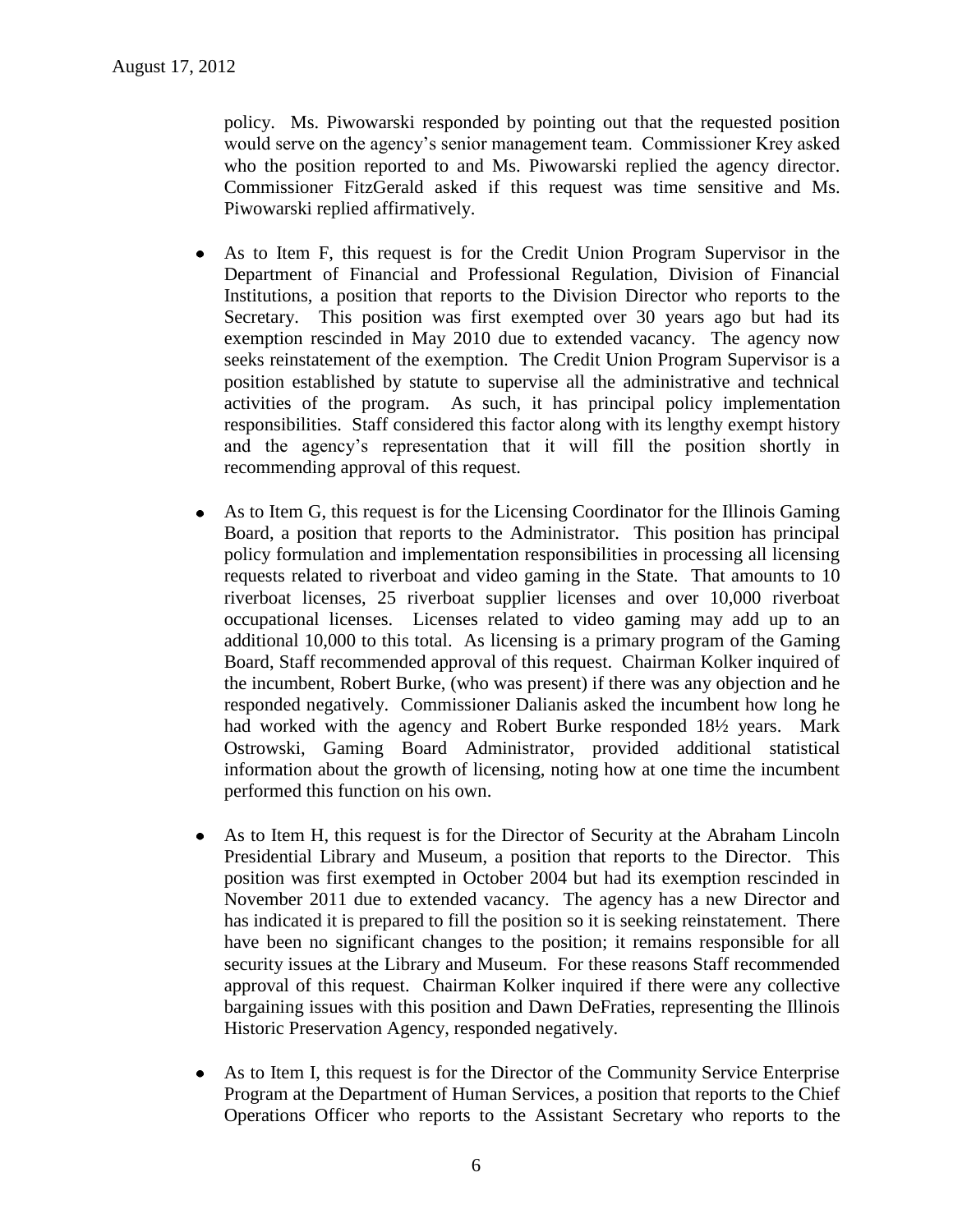policy. Ms. Piwowarski responded by pointing out that the requested position would serve on the agency's senior management team. Commissioner Krey asked who the position reported to and Ms. Piwowarski replied the agency director. Commissioner FitzGerald asked if this request was time sensitive and Ms. Piwowarski replied affirmatively.

- As to Item F, this request is for the Credit Union Program Supervisor in the Department of Financial and Professional Regulation, Division of Financial Institutions, a position that reports to the Division Director who reports to the Secretary. This position was first exempted over 30 years ago but had its exemption rescinded in May 2010 due to extended vacancy. The agency now seeks reinstatement of the exemption. The Credit Union Program Supervisor is a position established by statute to supervise all the administrative and technical activities of the program. As such, it has principal policy implementation responsibilities. Staff considered this factor along with its lengthy exempt history and the agency's representation that it will fill the position shortly in recommending approval of this request.

- As to Item G, this request is for the Licensing Coordinator for the Illinois Gaming Board, a position that reports to the Administrator. This position has principal policy formulation and implementation responsibilities in processing all licensing requests related to riverboat and video gaming in the State. That amounts to 10 riverboat licenses, 25 riverboat supplier licenses and over 10,000 riverboat occupational licenses. Licenses related to video gaming may add up to an additional 10,000 to this total. As licensing is a primary program of the Gaming Board, Staff recommended approval of this request. Chairman Kolker inquired of the incumbent, Robert Burke, (who was present) if there was any objection and he responded negatively. Commissioner Dalianis asked the incumbent how long he had worked with the agency and Robert Burke responded 18½ years. Mark Ostrowski, Gaming Board Administrator, provided additional statistical information about the growth of licensing, noting how at one time the incumbent performed this function on his own.

- As to Item H, this request is for the Director of Security at the Abraham Lincoln Presidential Library and Museum, a position that reports to the Director. This position was first exempted in October 2004 but had its exemption rescinded in November 2011 due to extended vacancy. The agency has a new Director and has indicated it is prepared to fill the position so it is seeking reinstatement. There have been no significant changes to the position; it remains responsible for all security issues at the Library and Museum. For these reasons Staff recommended approval of this request. Chairman Kolker inquired if there were any collective bargaining issues with this position and Dawn DeFraties, representing the Illinois Historic Preservation Agency, responded negatively.

- As to Item I, this request is for the Director of the Community Service Enterprise Program at the Department of Human Services, a position that reports to the Chief Operations Officer who reports to the Assistant Secretary who reports to the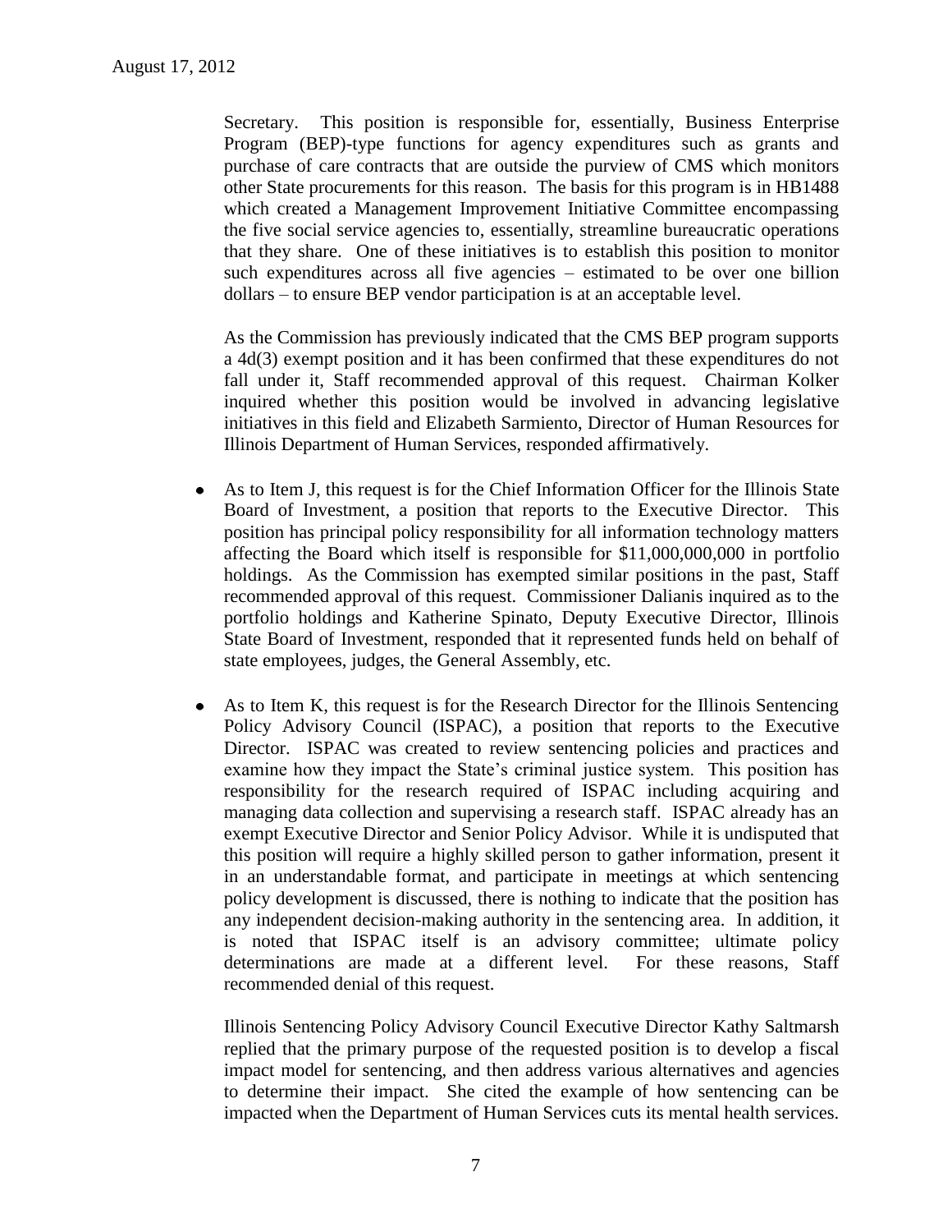Secretary. This position is responsible for, essentially, Business Enterprise Program (BEP)-type functions for agency expenditures such as grants and purchase of care contracts that are outside the purview of CMS which monitors other State procurements for this reason. The basis for this program is in HB1488 which created a Management Improvement Initiative Committee encompassing the five social service agencies to, essentially, streamline bureaucratic operations that they share. One of these initiatives is to establish this position to monitor such expenditures across all five agencies – estimated to be over one billion dollars – to ensure BEP vendor participation is at an acceptable level.

As the Commission has previously indicated that the CMS BEP program supports a 4d(3) exempt position and it has been confirmed that these expenditures do not fall under it, Staff recommended approval of this request. Chairman Kolker inquired whether this position would be involved in advancing legislative initiatives in this field and Elizabeth Sarmiento, Director of Human Resources for Illinois Department of Human Services, responded affirmatively.

- As to Item J, this request is for the Chief Information Officer for the Illinois State Board of Investment, a position that reports to the Executive Director. This position has principal policy responsibility for all information technology matters affecting the Board which itself is responsible for $11,000,000,000 in portfolio holdings. As the Commission has exempted similar positions in the past, Staff recommended approval of this request. Commissioner Dalianis inquired as to the portfolio holdings and Katherine Spinato, Deputy Executive Director, Illinois State Board of Investment, responded that it represented funds held on behalf of state employees, judges, the General Assembly, etc.

- As to Item K, this request is for the Research Director for the Illinois Sentencing Policy Advisory Council (ISPAC), a position that reports to the Executive Director. ISPAC was created to review sentencing policies and practices and examine how they impact the State's criminal justice system. This position has responsibility for the research required of ISPAC including acquiring and managing data collection and supervising a research staff. ISPAC already has an exempt Executive Director and Senior Policy Advisor. While it is undisputed that this position will require a highly skilled person to gather information, present it in an understandable format, and participate in meetings at which sentencing policy development is discussed, there is nothing to indicate that the position has any independent decision-making authority in the sentencing area. In addition, it is noted that ISPAC itself is an advisory committee; ultimate policy determinations are made at a different level. For these reasons, Staff recommended denial of this request.

  Illinois Sentencing Policy Advisory Council Executive Director Kathy Saltmarsh replied that the primary purpose of the requested position is to develop a fiscal impact model for sentencing, and then address various alternatives and agencies to determine their impact. She cited the example of how sentencing can be impacted when the Department of Human Services cuts its mental health services.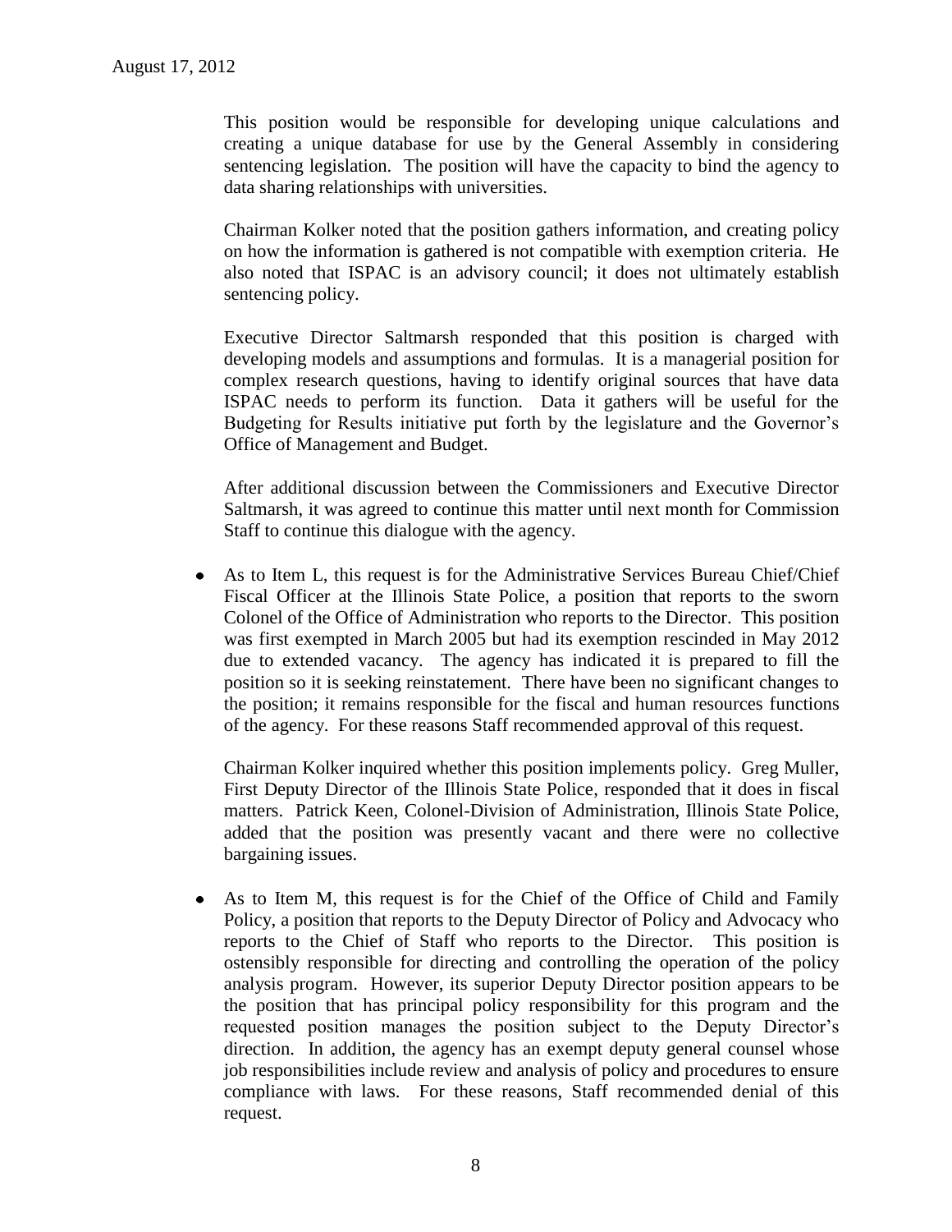This position would be responsible for developing unique calculations and creating a unique database for use by the General Assembly in considering sentencing legislation. The position will have the capacity to bind the agency to data sharing relationships with universities.

Chairman Kolker noted that the position gathers information, and creating policy on how the information is gathered is not compatible with exemption criteria. He also noted that ISPAC is an advisory council; it does not ultimately establish sentencing policy.

Executive Director Saltmarsh responded that this position is charged with developing models and assumptions and formulas. It is a managerial position for complex research questions, having to identify original sources that have data ISPAC needs to perform its function. Data it gathers will be useful for the Budgeting for Results initiative put forth by the legislature and the Governor's Office of Management and Budget.

After additional discussion between the Commissioners and Executive Director Saltmarsh, it was agreed to continue this matter until next month for Commission Staff to continue this dialogue with the agency.

- As to Item L, this request is for the Administrative Services Bureau Chief/Chief Fiscal Officer at the Illinois State Police, a position that reports to the sworn Colonel of the Office of Administration who reports to the Director. This position was first exempted in March 2005 but had its exemption rescinded in May 2012 due to extended vacancy. The agency has indicated it is prepared to fill the position so it is seeking reinstatement. There have been no significant changes to the position; it remains responsible for the fiscal and human resources functions of the agency. For these reasons Staff recommended approval of this request.

  Chairman Kolker inquired whether this position implements policy. Greg Muller, First Deputy Director of the Illinois State Police, responded that it does in fiscal matters. Patrick Keen, Colonel-Division of Administration, Illinois State Police, added that the position was presently vacant and there were no collective bargaining issues.

- As to Item M, this request is for the Chief of the Office of Child and Family Policy, a position that reports to the Deputy Director of Policy and Advocacy who reports to the Chief of Staff who reports to the Director. This position is ostensibly responsible for directing and controlling the operation of the policy analysis program. However, its superior Deputy Director position appears to be the position that has principal policy responsibility for this program and the requested position manages the position subject to the Deputy Director's direction. In addition, the agency has an exempt deputy general counsel whose job responsibilities include review and analysis of policy and procedures to ensure compliance with laws. For these reasons, Staff recommended denial of this request.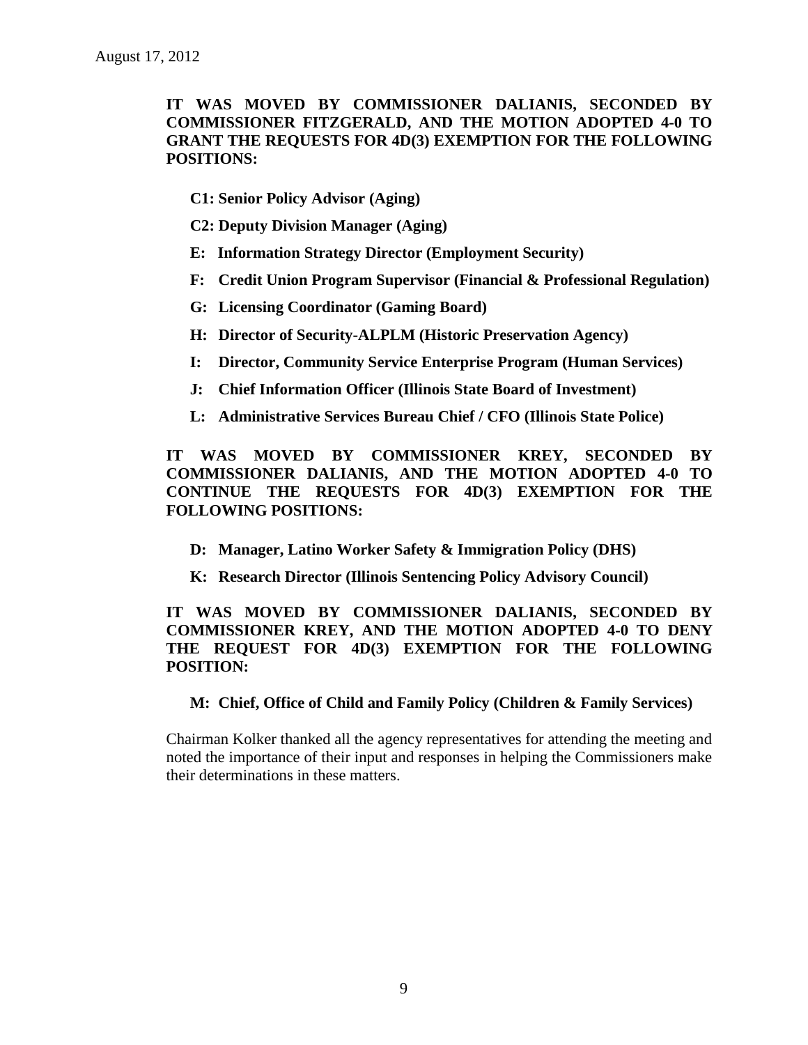**IT WAS MOVED BY COMMISSIONER DALIANIS, SECONDED BY COMMISSIONER FITZGERALD, AND THE MOTION ADOPTED 4-0 TO GRANT THE REQUESTS FOR 4D(3) EXEMPTION FOR THE FOLLOWING POSITIONS:**

**C1: Senior Policy Advisor (Aging)**

**C2: Deputy Division Manager (Aging)**

**E: Information Strategy Director (Employment Security)**

**F: Credit Union Program Supervisor (Financial & Professional Regulation)**

**G: Licensing Coordinator (Gaming Board)**

**H: Director of Security-ALPLM (Historic Preservation Agency)**

**I: Director, Community Service Enterprise Program (Human Services)**

**J: Chief Information Officer (Illinois State Board of Investment)**

**L: Administrative Services Bureau Chief / CFO (Illinois State Police)**

**IT WAS MOVED BY COMMISSIONER KREY, SECONDED BY COMMISSIONER DALIANIS, AND THE MOTION ADOPTED 4-0 TO CONTINUE THE REQUESTS FOR 4D(3) EXEMPTION FOR THE FOLLOWING POSITIONS:**

**D: Manager, Latino Worker Safety & Immigration Policy (DHS)**

**K: Research Director (Illinois Sentencing Policy Advisory Council)**

**IT WAS MOVED BY COMMISSIONER DALIANIS, SECONDED BY COMMISSIONER KREY, AND THE MOTION ADOPTED 4-0 TO DENY THE REQUEST FOR 4D(3) EXEMPTION FOR THE FOLLOWING POSITION:**

**M: Chief, Office of Child and Family Policy (Children & Family Services)**

Chairman Kolker thanked all the agency representatives for attending the meeting and noted the importance of their input and responses in helping the Commissioners make their determinations in these matters.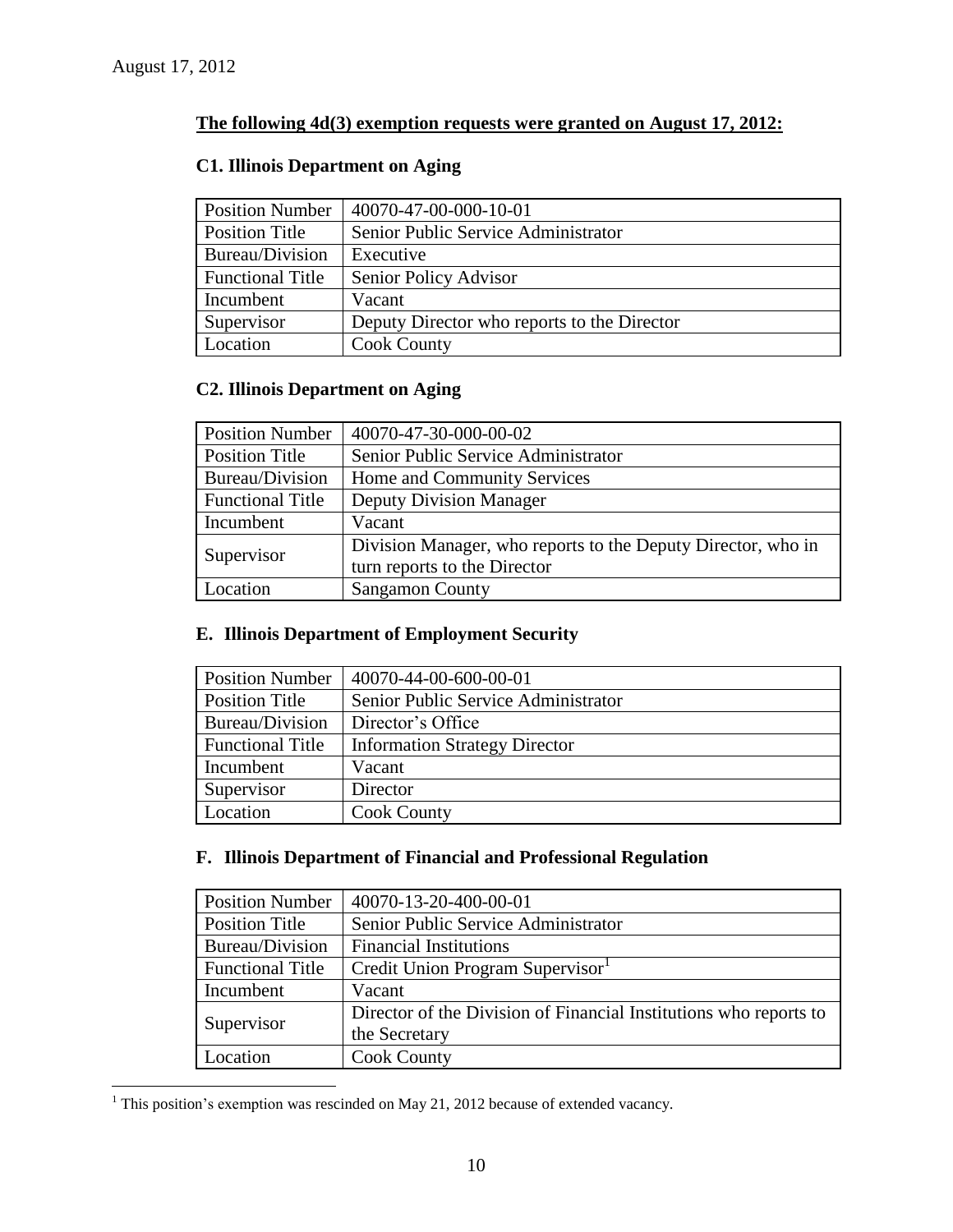August 17, 2012

**The following 4d(3) exemption requests were granted on August 17, 2012:**

### C1. Illinois Department on Aging

| Position Number | 40070-47-00-000-10-01 |
|---|---|
| Position Title | Senior Public Service Administrator |
| Bureau/Division | Executive |
| Functional Title | Senior Policy Advisor |
| Incumbent | Vacant |
| Supervisor | Deputy Director who reports to the Director |
| Location | Cook County |

### C2. Illinois Department on Aging

| Position Number | 40070-47-30-000-00-02 |
|---|---|
| Position Title | Senior Public Service Administrator |
| Bureau/Division | Home and Community Services |
| Functional Title | Deputy Division Manager |
| Incumbent | Vacant |
| Supervisor | Division Manager, who reports to the Deputy Director, who in turn reports to the Director |
| Location | Sangamon County |

### E. Illinois Department of Employment Security

| Position Number | 40070-44-00-600-00-01 |
|---|---|
| Position Title | Senior Public Service Administrator |
| Bureau/Division | Director's Office |
| Functional Title | Information Strategy Director |
| Incumbent | Vacant |
| Supervisor | Director |
| Location | Cook County |

### F. Illinois Department of Financial and Professional Regulation

| Position Number | 40070-13-20-400-00-01 |
|---|---|
| Position Title | Senior Public Service Administrator |
| Bureau/Division | Financial Institutions |
| Functional Title | Credit Union Program Supervisor[1] |
| Incumbent | Vacant |
| Supervisor | Director of the Division of Financial Institutions who reports to the Secretary |
| Location | Cook County |

[1] This position's exemption was rescinded on May 21, 2012 because of extended vacancy.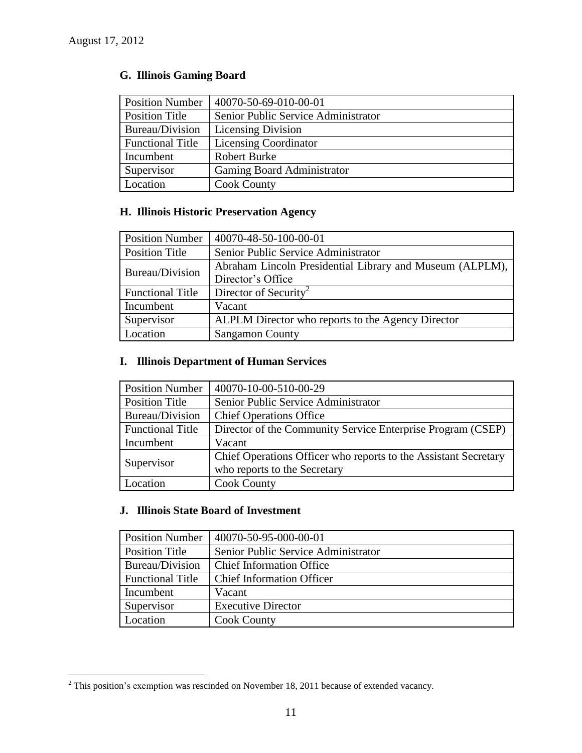August 17, 2012

### G. Illinois Gaming Board

| Position Number | 40070-50-69-010-00-01 |
|---|---|
| Position Title | Senior Public Service Administrator |
| Bureau/Division | Licensing Division |
| Functional Title | Licensing Coordinator |
| Incumbent | Robert Burke |
| Supervisor | Gaming Board Administrator |
| Location | Cook County |

### H. Illinois Historic Preservation Agency

| Position Number | 40070-48-50-100-00-01 |
|---|---|
| Position Title | Senior Public Service Administrator |
| Bureau/Division | Abraham Lincoln Presidential Library and Museum (ALPLM), Director's Office |
| Functional Title | Director of Security[2] |
| Incumbent | Vacant |
| Supervisor | ALPLM Director who reports to the Agency Director |
| Location | Sangamon County |

### I. Illinois Department of Human Services

| Position Number | 40070-10-00-510-00-29 |
|---|---|
| Position Title | Senior Public Service Administrator |
| Bureau/Division | Chief Operations Office |
| Functional Title | Director of the Community Service Enterprise Program (CSEP) |
| Incumbent | Vacant |
| Supervisor | Chief Operations Officer who reports to the Assistant Secretary who reports to the Secretary |
| Location | Cook County |

### J. Illinois State Board of Investment

| Position Number | 40070-50-95-000-00-01 |
|---|---|
| Position Title | Senior Public Service Administrator |
| Bureau/Division | Chief Information Office |
| Functional Title | Chief Information Officer |
| Incumbent | Vacant |
| Supervisor | Executive Director |
| Location | Cook County |

[2] This position's exemption was rescinded on November 18, 2011 because of extended vacancy.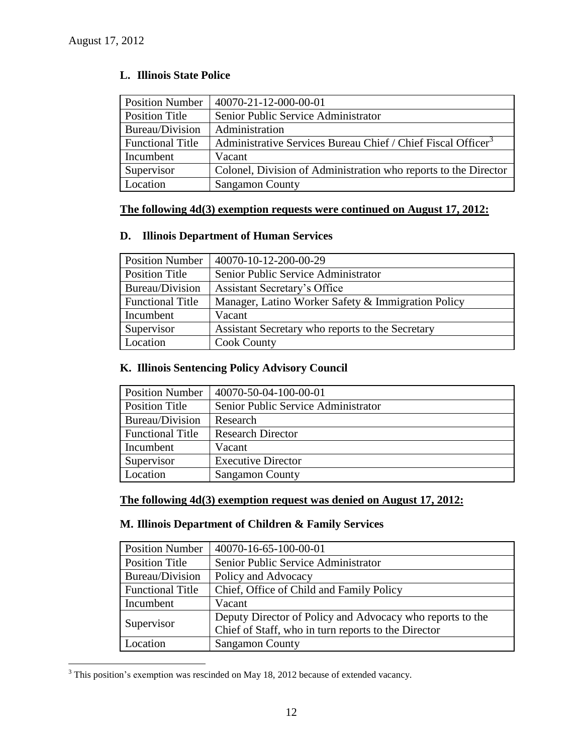### L. Illinois State Police

| Position Number | 40070-21-12-000-00-01 |
|---|---|
| Position Title | Senior Public Service Administrator |
| Bureau/Division | Administration |
| Functional Title | Administrative Services Bureau Chief / Chief Fiscal Officer[3] |
| Incumbent | Vacant |
| Supervisor | Colonel, Division of Administration who reports to the Director |
| Location | Sangamon County |

**The following 4d(3) exemption requests were continued on August 17, 2012:**

### D. Illinois Department of Human Services

| Position Number | 40070-10-12-200-00-29 |
|---|---|
| Position Title | Senior Public Service Administrator |
| Bureau/Division | Assistant Secretary's Office |
| Functional Title | Manager, Latino Worker Safety & Immigration Policy |
| Incumbent | Vacant |
| Supervisor | Assistant Secretary who reports to the Secretary |
| Location | Cook County |

### K. Illinois Sentencing Policy Advisory Council

| Position Number | 40070-50-04-100-00-01 |
|---|---|
| Position Title | Senior Public Service Administrator |
| Bureau/Division | Research |
| Functional Title | Research Director |
| Incumbent | Vacant |
| Supervisor | Executive Director |
| Location | Sangamon County |

**The following 4d(3) exemption request was denied on August 17, 2012:**

### M. Illinois Department of Children & Family Services

| Position Number | 40070-16-65-100-00-01 |
|---|---|
| Position Title | Senior Public Service Administrator |
| Bureau/Division | Policy and Advocacy |
| Functional Title | Chief, Office of Child and Family Policy |
| Incumbent | Vacant |
| Supervisor | Deputy Director of Policy and Advocacy who reports to the Chief of Staff, who in turn reports to the Director |
| Location | Sangamon County |

[3] This position's exemption was rescinded on May 18, 2012 because of extended vacancy.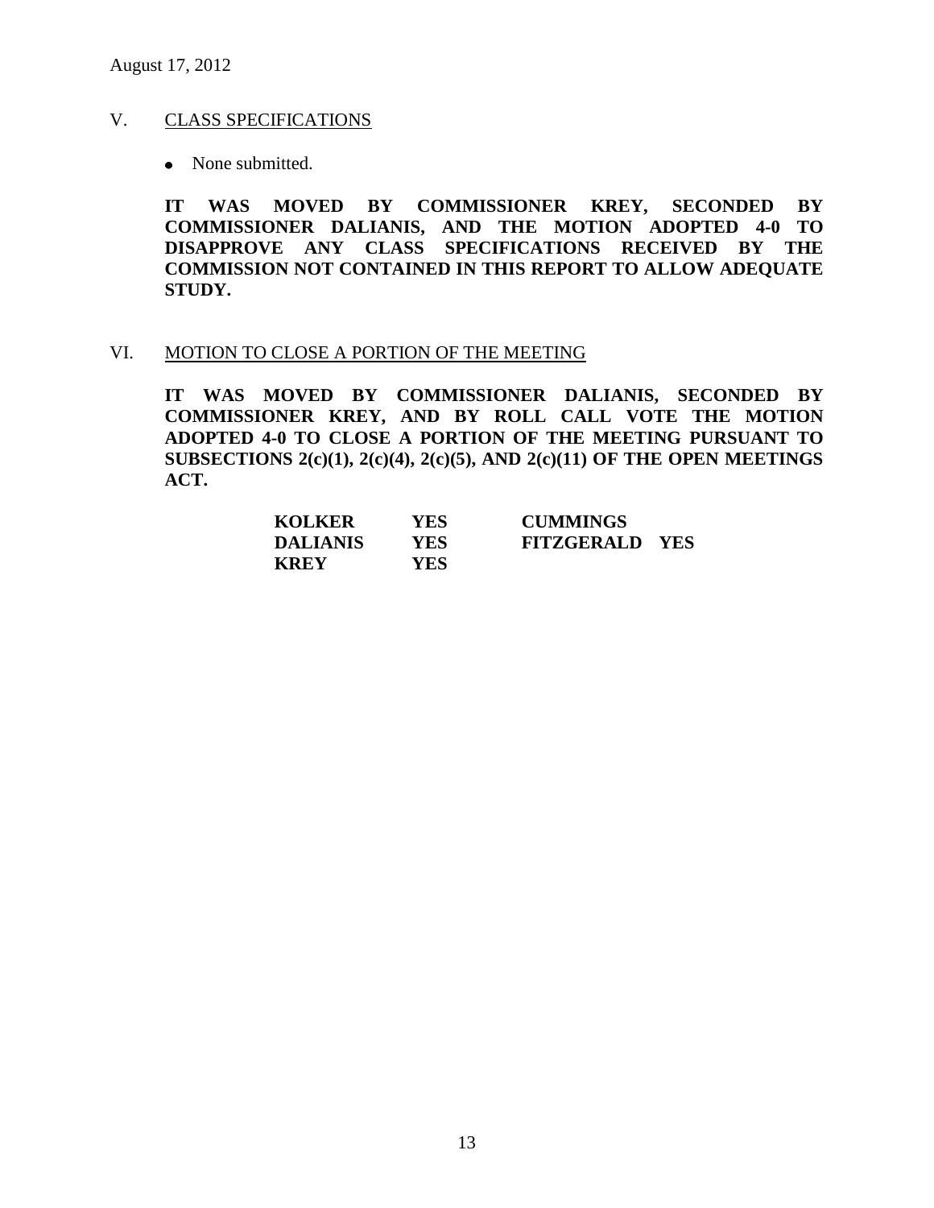## V. CLASS SPECIFICATIONS

- None submitted.

**IT WAS MOVED BY COMMISSIONER KREY, SECONDED BY COMMISSIONER DALIANIS, AND THE MOTION ADOPTED 4-0 TO DISAPPROVE ANY CLASS SPECIFICATIONS RECEIVED BY THE COMMISSION NOT CONTAINED IN THIS REPORT TO ALLOW ADEQUATE STUDY.**

## VI. MOTION TO CLOSE A PORTION OF THE MEETING

**IT WAS MOVED BY COMMISSIONER DALIANIS, SECONDED BY COMMISSIONER KREY, AND BY ROLL CALL VOTE THE MOTION ADOPTED 4-0 TO CLOSE A PORTION OF THE MEETING PURSUANT TO SUBSECTIONS 2(c)(1), 2(c)(4), 2(c)(5), AND 2(c)(11) OF THE OPEN MEETINGS ACT.**

| | | | |
|---|---|---|---|
| **KOLKER** | **YES** | **CUMMINGS** | |
| **DALIANIS** | **YES** | **FITZGERALD** | **YES** |
| **KREY** | **YES** | | |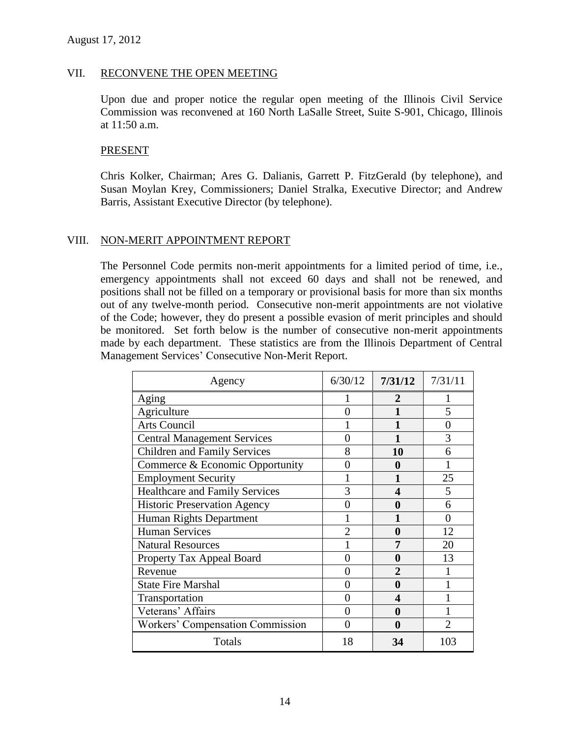August 17, 2012

## VII. RECONVENE THE OPEN MEETING

Upon due and proper notice the regular open meeting of the Illinois Civil Service Commission was reconvened at 160 North LaSalle Street, Suite S-901, Chicago, Illinois at 11:50 a.m.

### PRESENT

Chris Kolker, Chairman; Ares G. Dalianis, Garrett P. FitzGerald (by telephone), and Susan Moylan Krey, Commissioners; Daniel Stralka, Executive Director; and Andrew Barris, Assistant Executive Director (by telephone).

## VIII. NON-MERIT APPOINTMENT REPORT

The Personnel Code permits non-merit appointments for a limited period of time, i.e., emergency appointments shall not exceed 60 days and shall not be renewed, and positions shall not be filled on a temporary or provisional basis for more than six months out of any twelve-month period. Consecutive non-merit appointments are not violative of the Code; however, they do present a possible evasion of merit principles and should be monitored. Set forth below is the number of consecutive non-merit appointments made by each department. These statistics are from the Illinois Department of Central Management Services' Consecutive Non-Merit Report.

| Agency | 6/30/12 | **7/31/12** | 7/31/11 |
|---|---|---|---|
| Aging | 1 | **2** | 1 |
| Agriculture | 0 | **1** | 5 |
| Arts Council | 1 | **1** | 0 |
| Central Management Services | 0 | **1** | 3 |
| Children and Family Services | 8 | **10** | 6 |
| Commerce & Economic Opportunity | 0 | **0** | 1 |
| Employment Security | 1 | **1** | 25 |
| Healthcare and Family Services | 3 | **4** | 5 |
| Historic Preservation Agency | 0 | **0** | 6 |
| Human Rights Department | 1 | **1** | 0 |
| Human Services | 2 | **0** | 12 |
| Natural Resources | 1 | **7** | 20 |
| Property Tax Appeal Board | 0 | **0** | 13 |
| Revenue | 0 | **2** | 1 |
| State Fire Marshal | 0 | **0** | 1 |
| Transportation | 0 | **4** | 1 |
| Veterans' Affairs | 0 | **0** | 1 |
| Workers' Compensation Commission | 0 | **0** | 2 |
| Totals | 18 | **34** | 103 |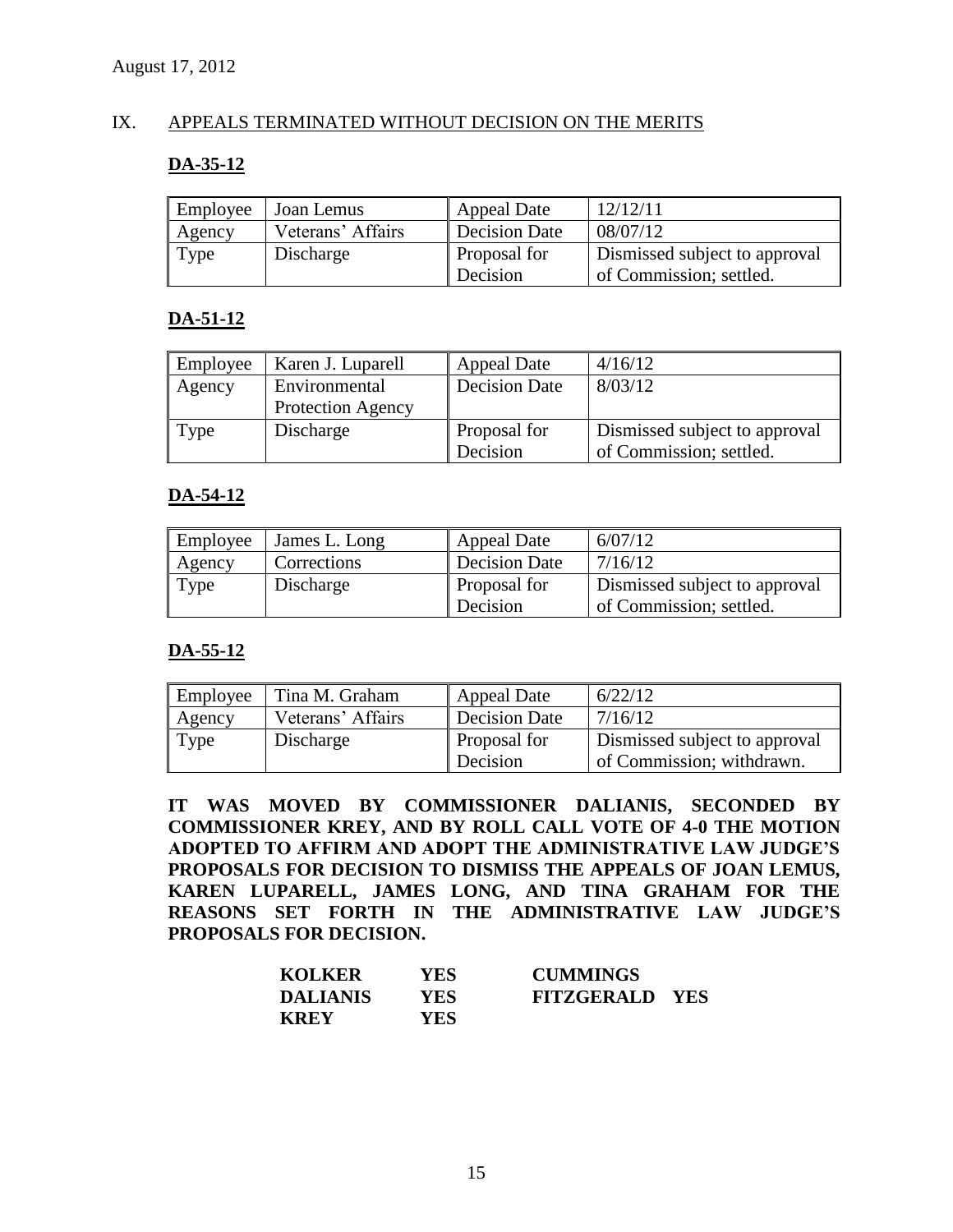August 17, 2012

## IX. APPEALS TERMINATED WITHOUT DECISION ON THE MERITS

### DA-35-12

| Employee | Joan Lemus | Appeal Date | 12/12/11 |
|---|---|---|---|
| Agency | Veterans' Affairs | Decision Date | 08/07/12 |
| Type | Discharge | Proposal for Decision | Dismissed subject to approval of Commission; settled. |

### DA-51-12

| Employee | Karen J. Luparell | Appeal Date | 4/16/12 |
|---|---|---|---|
| Agency | Environmental Protection Agency | Decision Date | 8/03/12 |
| Type | Discharge | Proposal for Decision | Dismissed subject to approval of Commission; settled. |

### DA-54-12

| Employee | James L. Long | Appeal Date | 6/07/12 |
|---|---|---|---|
| Agency | Corrections | Decision Date | 7/16/12 |
| Type | Discharge | Proposal for Decision | Dismissed subject to approval of Commission; settled. |

### DA-55-12

| Employee | Tina M. Graham | Appeal Date | 6/22/12 |
|---|---|---|---|
| Agency | Veterans' Affairs | Decision Date | 7/16/12 |
| Type | Discharge | Proposal for Decision | Dismissed subject to approval of Commission; withdrawn. |

**IT WAS MOVED BY COMMISSIONER DALIANIS, SECONDED BY COMMISSIONER KREY, AND BY ROLL CALL VOTE OF 4-0 THE MOTION ADOPTED TO AFFIRM AND ADOPT THE ADMINISTRATIVE LAW JUDGE'S PROPOSALS FOR DECISION TO DISMISS THE APPEALS OF JOAN LEMUS, KAREN LUPARELL, JAMES LONG, AND TINA GRAHAM FOR THE REASONS SET FORTH IN THE ADMINISTRATIVE LAW JUDGE'S PROPOSALS FOR DECISION.**

| | | | |
|---|---|---|---|
| **KOLKER** | **YES** | **CUMMINGS** | |
| **DALIANIS** | **YES** | **FITZGERALD** | **YES** |
| **KREY** | **YES** | | |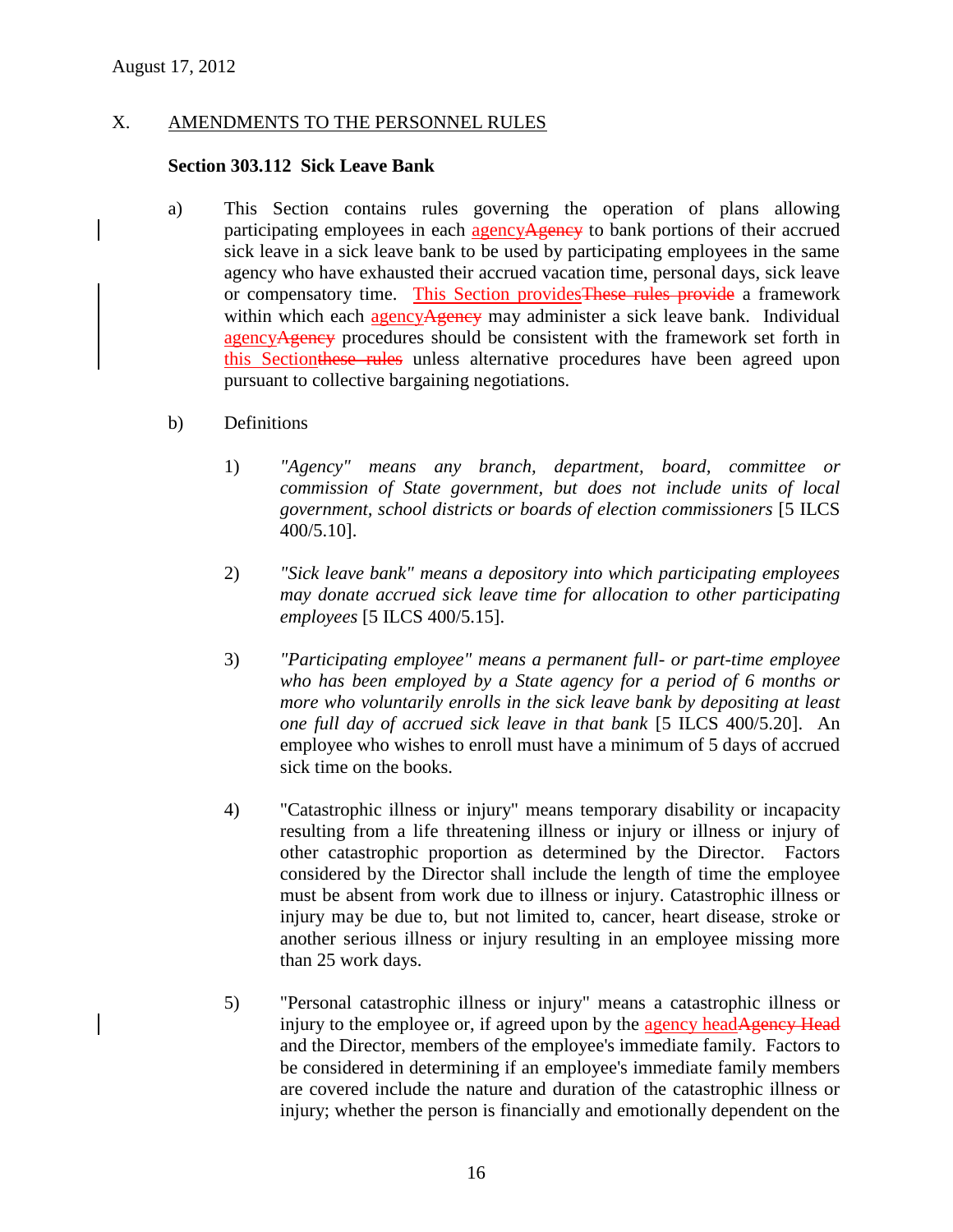## X. AMENDMENTS TO THE PERSONNEL RULES

**Section 303.112 Sick Leave Bank**

a) This Section contains rules governing the operation of plans allowing participating employees in each agency~~Agency~~ to bank portions of their accrued sick leave in a sick leave bank to be used by participating employees in the same agency who have exhausted their accrued vacation time, personal days, sick leave or compensatory time. This Section provides~~These rules provide~~ a framework within which each agency~~Agency~~ may administer a sick leave bank. Individual agency~~Agency~~ procedures should be consistent with the framework set forth in this Section~~these rules~~ unless alternative procedures have been agreed upon pursuant to collective bargaining negotiations.

b) Definitions

1) *"Agency" means any branch, department, board, committee or commission of State government, but does not include units of local government, school districts or boards of election commissioners* [5 ILCS 400/5.10].

2) *"Sick leave bank" means a depository into which participating employees may donate accrued sick leave time for allocation to other participating employees* [5 ILCS 400/5.15].

3) *"Participating employee" means a permanent full- or part-time employee who has been employed by a State agency for a period of 6 months or more who voluntarily enrolls in the sick leave bank by depositing at least one full day of accrued sick leave in that bank* [5 ILCS 400/5.20]. An employee who wishes to enroll must have a minimum of 5 days of accrued sick time on the books.

4) "Catastrophic illness or injury" means temporary disability or incapacity resulting from a life threatening illness or injury or illness or injury of other catastrophic proportion as determined by the Director. Factors considered by the Director shall include the length of time the employee must be absent from work due to illness or injury. Catastrophic illness or injury may be due to, but not limited to, cancer, heart disease, stroke or another serious illness or injury resulting in an employee missing more than 25 work days.

5) "Personal catastrophic illness or injury" means a catastrophic illness or injury to the employee or, if agreed upon by the agency head~~Agency Head~~ and the Director, members of the employee's immediate family. Factors to be considered in determining if an employee's immediate family members are covered include the nature and duration of the catastrophic illness or injury; whether the person is financially and emotionally dependent on the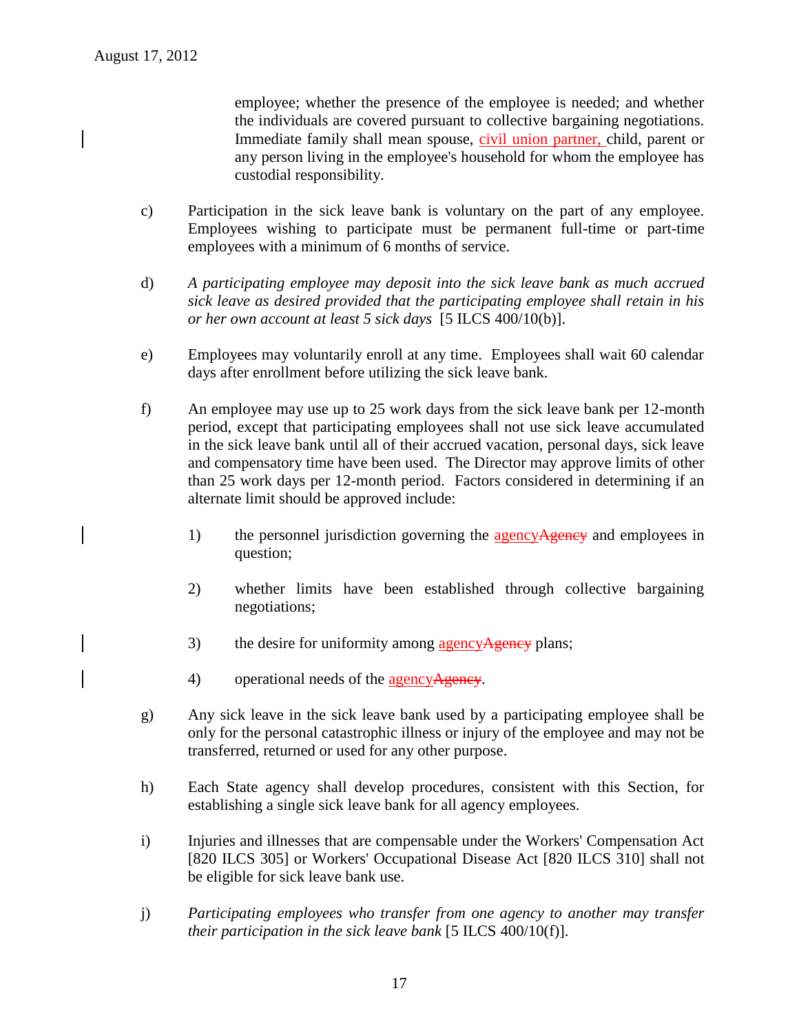employee; whether the presence of the employee is needed; and whether the individuals are covered pursuant to collective bargaining negotiations. Immediate family shall mean spouse, civil union partner, child, parent or any person living in the employee's household for whom the employee has custodial responsibility.

c) Participation in the sick leave bank is voluntary on the part of any employee. Employees wishing to participate must be permanent full-time or part-time employees with a minimum of 6 months of service.

d) *A participating employee may deposit into the sick leave bank as much accrued sick leave as desired provided that the participating employee shall retain in his or her own account at least 5 sick days* [5 ILCS 400/10(b)].

e) Employees may voluntarily enroll at any time. Employees shall wait 60 calendar days after enrollment before utilizing the sick leave bank.

f) An employee may use up to 25 work days from the sick leave bank per 12-month period, except that participating employees shall not use sick leave accumulated in the sick leave bank until all of their accrued vacation, personal days, sick leave and compensatory time have been used. The Director may approve limits of other than 25 work days per 12-month period. Factors considered in determining if an alternate limit should be approved include:

   1) the personnel jurisdiction governing the agency~~Agency~~ and employees in question;

   2) whether limits have been established through collective bargaining negotiations;

   3) the desire for uniformity among agency~~Agency~~ plans;

   4) operational needs of the agency~~Agency~~.

g) Any sick leave in the sick leave bank used by a participating employee shall be only for the personal catastrophic illness or injury of the employee and may not be transferred, returned or used for any other purpose.

h) Each State agency shall develop procedures, consistent with this Section, for establishing a single sick leave bank for all agency employees.

i) Injuries and illnesses that are compensable under the Workers' Compensation Act [820 ILCS 305] or Workers' Occupational Disease Act [820 ILCS 310] shall not be eligible for sick leave bank use.

j) *Participating employees who transfer from one agency to another may transfer their participation in the sick leave bank* [5 ILCS 400/10(f)].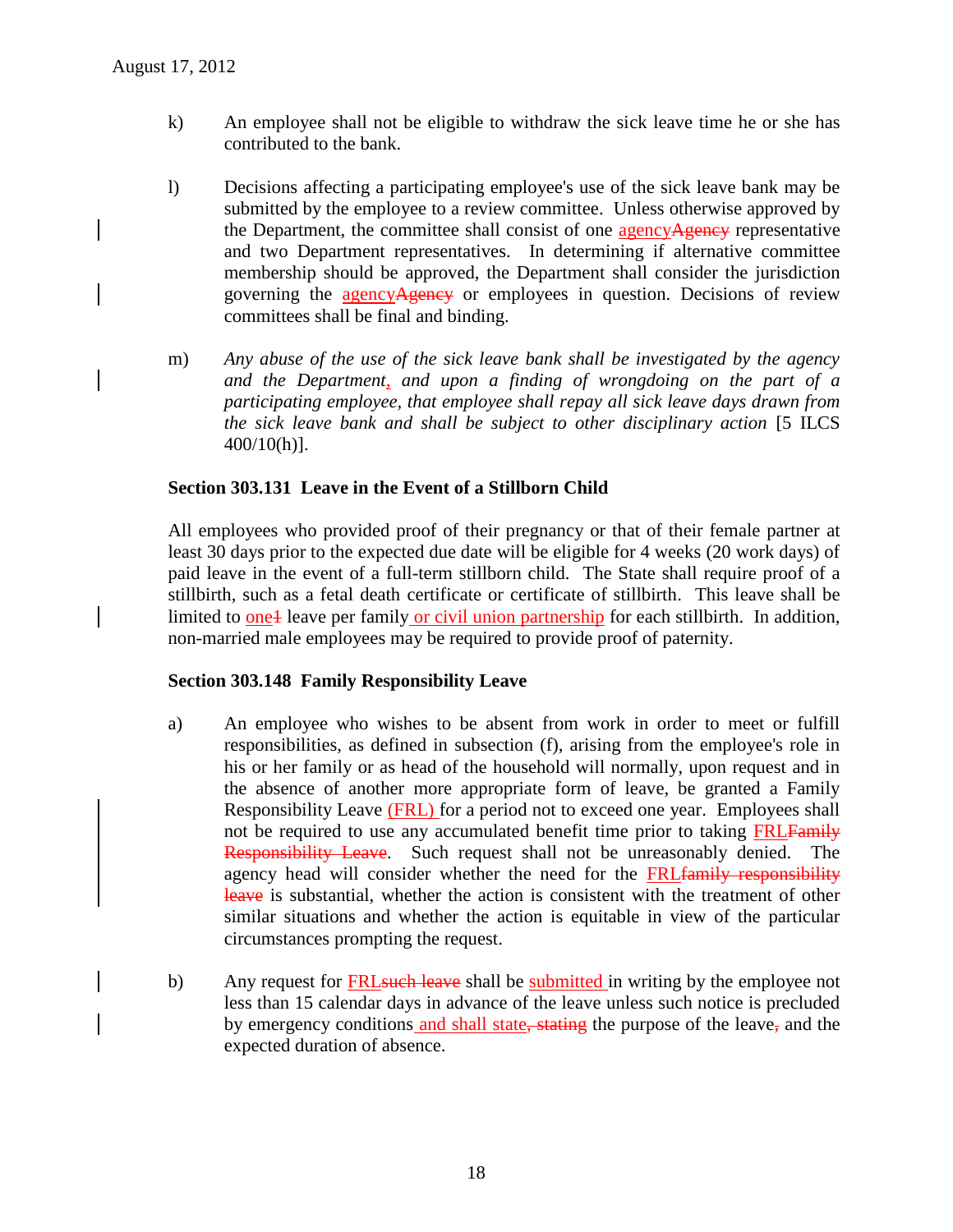k) An employee shall not be eligible to withdraw the sick leave time he or she has contributed to the bank.

l) Decisions affecting a participating employee's use of the sick leave bank may be submitted by the employee to a review committee. Unless otherwise approved by the Department, the committee shall consist of one agency~~Agency~~ representative and two Department representatives. In determining if alternative committee membership should be approved, the Department shall consider the jurisdiction governing the agency~~Agency~~ or employees in question. Decisions of review committees shall be final and binding.

m) *Any abuse of the use of the sick leave bank shall be investigated by the agency and the Department, and upon a finding of wrongdoing on the part of a participating employee, that employee shall repay all sick leave days drawn from the sick leave bank and shall be subject to other disciplinary action* [5 ILCS 400/10(h)].

**Section 303.131 Leave in the Event of a Stillborn Child**

All employees who provided proof of their pregnancy or that of their female partner at least 30 days prior to the expected due date will be eligible for 4 weeks (20 work days) of paid leave in the event of a full-term stillborn child. The State shall require proof of a stillbirth, such as a fetal death certificate or certificate of stillbirth. This leave shall be limited to one~~1~~ leave per family or civil union partnership for each stillbirth. In addition, non-married male employees may be required to provide proof of paternity.

**Section 303.148 Family Responsibility Leave**

a) An employee who wishes to be absent from work in order to meet or fulfill responsibilities, as defined in subsection (f), arising from the employee's role in his or her family or as head of the household will normally, upon request and in the absence of another more appropriate form of leave, be granted a Family Responsibility Leave (FRL) for a period not to exceed one year. Employees shall not be required to use any accumulated benefit time prior to taking FRL~~Family Responsibility Leave~~. Such request shall not be unreasonably denied. The agency head will consider whether the need for the FRL~~family responsibility leave~~ is substantial, whether the action is consistent with the treatment of other similar situations and whether the action is equitable in view of the particular circumstances prompting the request.

b) Any request for FRL~~such leave~~ shall be submitted in writing by the employee not less than 15 calendar days in advance of the leave unless such notice is precluded by emergency conditions and shall state~~, stating~~ the purpose of the leave~~,~~ and the expected duration of absence.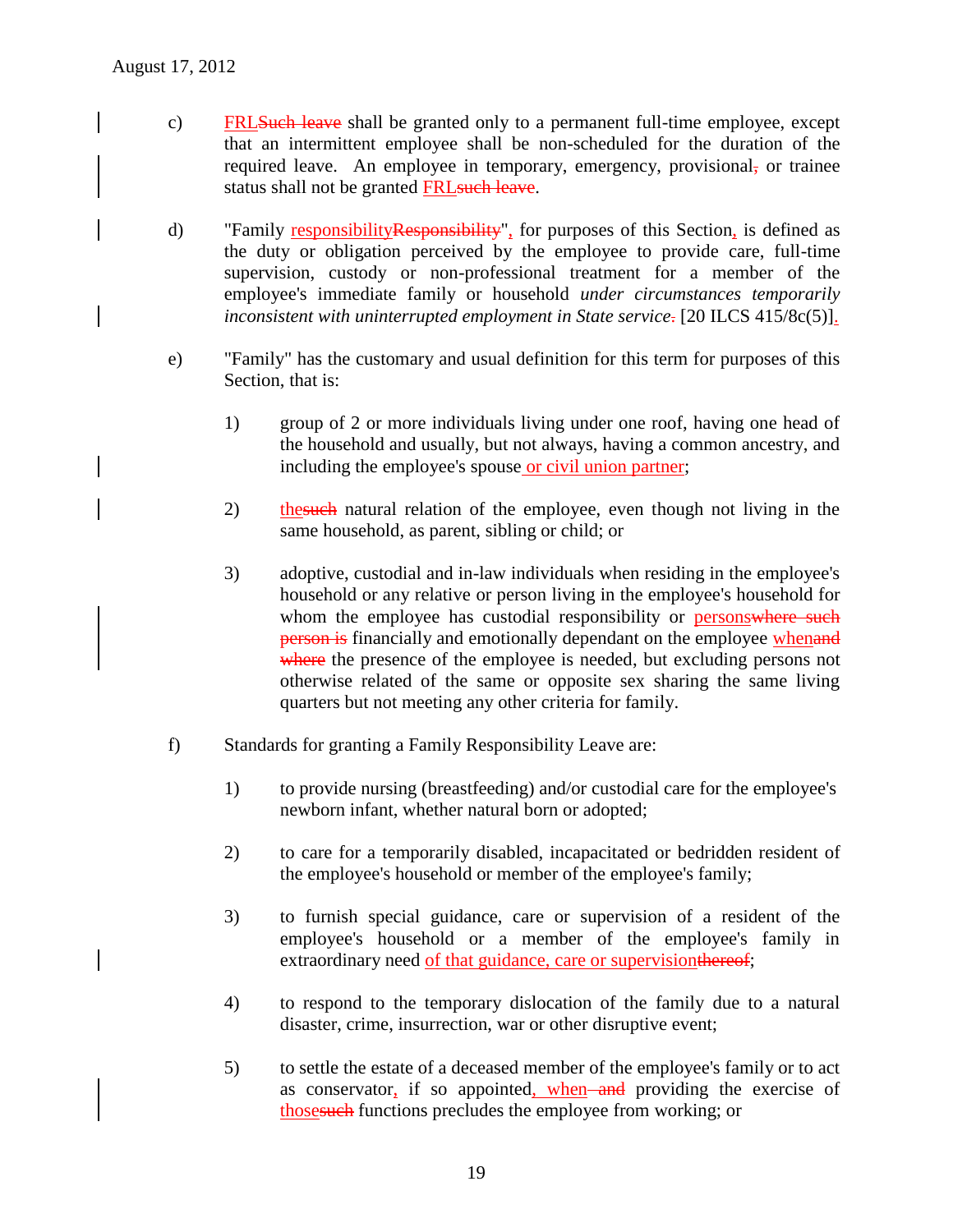c) FRLSuch leave shall be granted only to a permanent full-time employee, except that an intermittent employee shall be non-scheduled for the duration of the required leave. An employee in temporary, emergency, provisional, or trainee status shall not be granted FRLsuch leave.

d) "Family responsibilityResponsibility", for purposes of this Section, is defined as the duty or obligation perceived by the employee to provide care, full-time supervision, custody or non-professional treatment for a member of the employee's immediate family or household *under circumstances temporarily inconsistent with uninterrupted employment in State service*. [20 ILCS 415/8c(5)].

e) "Family" has the customary and usual definition for this term for purposes of this Section, that is:

   1) group of 2 or more individuals living under one roof, having one head of the household and usually, but not always, having a common ancestry, and including the employee's spouse or civil union partner;

   2) thesuch natural relation of the employee, even though not living in the same household, as parent, sibling or child; or

   3) adoptive, custodial and in-law individuals when residing in the employee's household or any relative or person living in the employee's household for whom the employee has custodial responsibility or personswhere such person is financially and emotionally dependant on the employee whenand where the presence of the employee is needed, but excluding persons not otherwise related of the same or opposite sex sharing the same living quarters but not meeting any other criteria for family.

f) Standards for granting a Family Responsibility Leave are:

   1) to provide nursing (breastfeeding) and/or custodial care for the employee's newborn infant, whether natural born or adopted;

   2) to care for a temporarily disabled, incapacitated or bedridden resident of the employee's household or member of the employee's family;

   3) to furnish special guidance, care or supervision of a resident of the employee's household or a member of the employee's family in extraordinary need of that guidance, care or supervisionthereof;

   4) to respond to the temporary dislocation of the family due to a natural disaster, crime, insurrection, war or other disruptive event;

   5) to settle the estate of a deceased member of the employee's family or to act as conservator, if so appointed, when and providing the exercise of thosesuch functions precludes the employee from working; or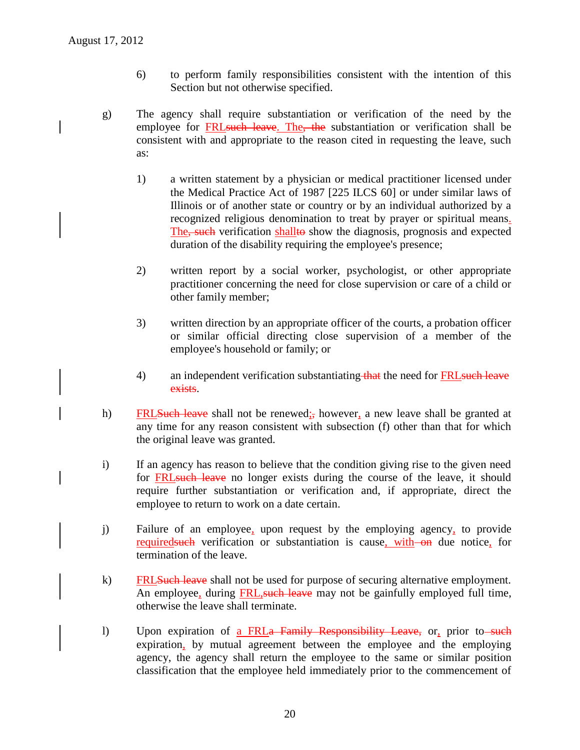6) to perform family responsibilities consistent with the intention of this Section but not otherwise specified.

g) The agency shall require substantiation or verification of the need by the employee for <u>FRL</u>~~such leave~~<u>. The</u>~~, the~~ substantiation or verification shall be consistent with and appropriate to the reason cited in requesting the leave, such as:

1) a written statement by a physician or medical practitioner licensed under the Medical Practice Act of 1987 [225 ILCS 60] or under similar laws of Illinois or of another state or country or by an individual authorized by a recognized religious denomination to treat by prayer or spiritual means<u>.</u> <u>The</u>~~, such~~ verification <u>shall</u>~~to~~ show the diagnosis, prognosis and expected duration of the disability requiring the employee's presence;

2) written report by a social worker, psychologist, or other appropriate practitioner concerning the need for close supervision or care of a child or other family member;

3) written direction by an appropriate officer of the courts, a probation officer or similar official directing close supervision of a member of the employee's household or family; or

4) an independent verification substantiating ~~that~~ the need for <u>FRL</u>~~such leave exists~~.

h) <u>FRL</u>~~Such leave~~ shall not be renewed<u>;</u>~~,~~ however<u>,</u> a new leave shall be granted at any time for any reason consistent with subsection (f) other than that for which the original leave was granted.

i) If an agency has reason to believe that the condition giving rise to the given need for <u>FRL</u>~~such leave~~ no longer exists during the course of the leave, it should require further substantiation or verification and, if appropriate, direct the employee to return to work on a date certain.

j) Failure of an employee<u>,</u> upon request by the employing agency<u>,</u> to provide <u>required</u>~~such~~ verification or substantiation is cause<u>, with</u> ~~on~~ due notice<u>,</u> for termination of the leave.

k) <u>FRL</u>~~Such leave~~ shall not be used for purpose of securing alternative employment. An employee<u>,</u> during <u>FRL,</u>~~such leave~~ may not be gainfully employed full time, otherwise the leave shall terminate.

l) Upon expiration of <u>a FRL</u>~~a Family Responsibility Leave,~~ or<u>,</u> prior to ~~such~~ expiration<u>,</u> by mutual agreement between the employee and the employing agency, the agency shall return the employee to the same or similar position classification that the employee held immediately prior to the commencement of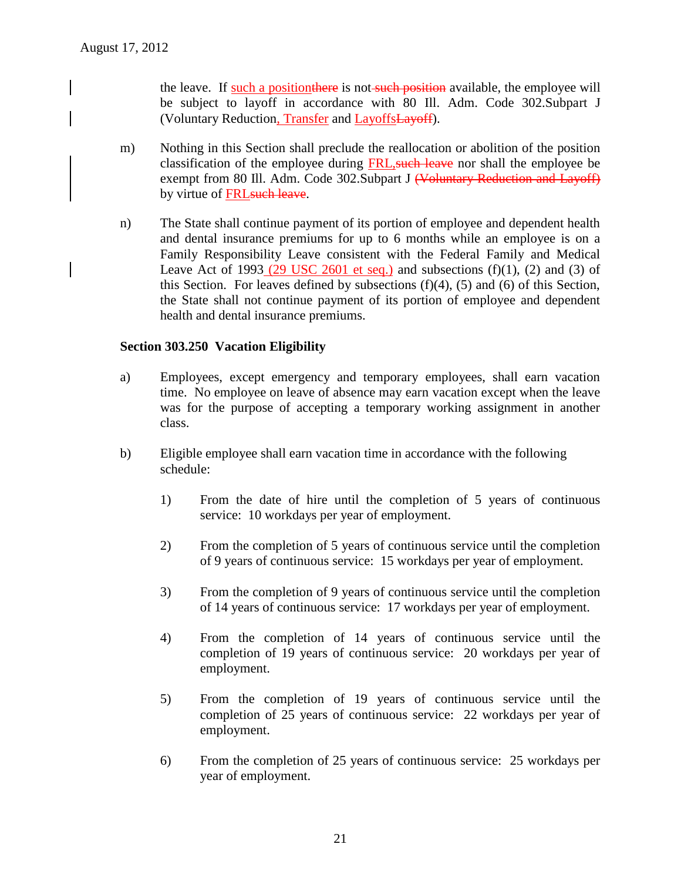the leave. If such a positionthere is not such position available, the employee will be subject to layoff in accordance with 80 Ill. Adm. Code 302.Subpart J (Voluntary Reduction, Transfer and LayoffsLayoff).

m) Nothing in this Section shall preclude the reallocation or abolition of the position classification of the employee during FRL,such leave nor shall the employee be exempt from 80 Ill. Adm. Code 302.Subpart J (Voluntary Reduction and Layoff) by virtue of FRLsuch leave.

n) The State shall continue payment of its portion of employee and dependent health and dental insurance premiums for up to 6 months while an employee is on a Family Responsibility Leave consistent with the Federal Family and Medical Leave Act of 1993 (29 USC 2601 et seq.) and subsections (f)(1), (2) and (3) of this Section. For leaves defined by subsections (f)(4), (5) and (6) of this Section, the State shall not continue payment of its portion of employee and dependent health and dental insurance premiums.

**Section 303.250 Vacation Eligibility**

a) Employees, except emergency and temporary employees, shall earn vacation time. No employee on leave of absence may earn vacation except when the leave was for the purpose of accepting a temporary working assignment in another class.

b) Eligible employee shall earn vacation time in accordance with the following schedule:

1) From the date of hire until the completion of 5 years of continuous service: 10 workdays per year of employment.

2) From the completion of 5 years of continuous service until the completion of 9 years of continuous service: 15 workdays per year of employment.

3) From the completion of 9 years of continuous service until the completion of 14 years of continuous service: 17 workdays per year of employment.

4) From the completion of 14 years of continuous service until the completion of 19 years of continuous service: 20 workdays per year of employment.

5) From the completion of 19 years of continuous service until the completion of 25 years of continuous service: 22 workdays per year of employment.

6) From the completion of 25 years of continuous service: 25 workdays per year of employment.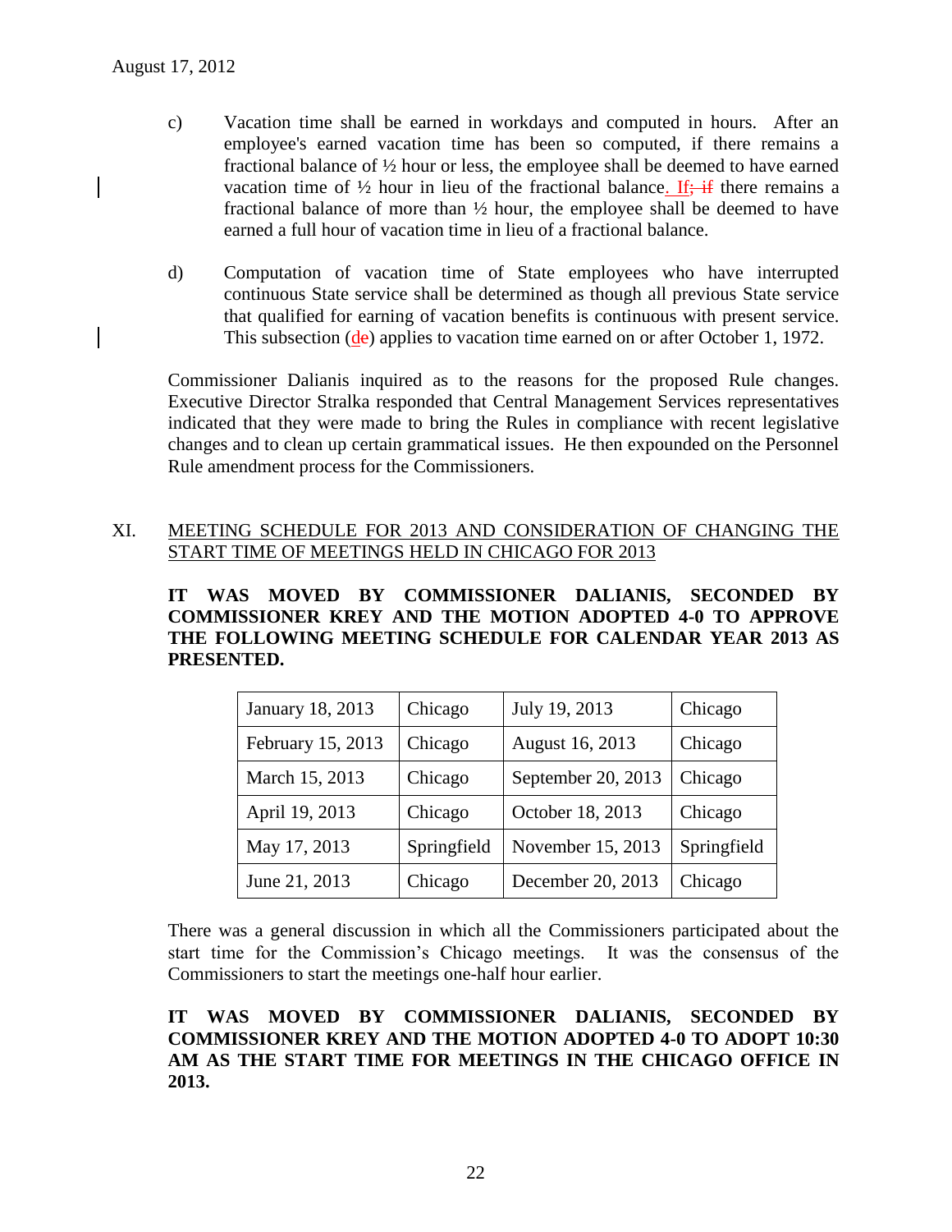c) Vacation time shall be earned in workdays and computed in hours. After an employee's earned vacation time has been so computed, if there remains a fractional balance of ½ hour or less, the employee shall be deemed to have earned vacation time of ½ hour in lieu of the fractional balance. If; if there remains a fractional balance of more than ½ hour, the employee shall be deemed to have earned a full hour of vacation time in lieu of a fractional balance.

d) Computation of vacation time of State employees who have interrupted continuous State service shall be determined as though all previous State service that qualified for earning of vacation benefits is continuous with present service. This subsection (de) applies to vacation time earned on or after October 1, 1972.

Commissioner Dalianis inquired as to the reasons for the proposed Rule changes. Executive Director Stralka responded that Central Management Services representatives indicated that they were made to bring the Rules in compliance with recent legislative changes and to clean up certain grammatical issues. He then expounded on the Personnel Rule amendment process for the Commissioners.

## XI. MEETING SCHEDULE FOR 2013 AND CONSIDERATION OF CHANGING THE START TIME OF MEETINGS HELD IN CHICAGO FOR 2013

**IT WAS MOVED BY COMMISSIONER DALIANIS, SECONDED BY COMMISSIONER KREY AND THE MOTION ADOPTED 4-0 TO APPROVE THE FOLLOWING MEETING SCHEDULE FOR CALENDAR YEAR 2013 AS PRESENTED.**

| | | | |
|---|---|---|---|
| January 18, 2013 | Chicago | July 19, 2013 | Chicago |
| February 15, 2013 | Chicago | August 16, 2013 | Chicago |
| March 15, 2013 | Chicago | September 20, 2013 | Chicago |
| April 19, 2013 | Chicago | October 18, 2013 | Chicago |
| May 17, 2013 | Springfield | November 15, 2013 | Springfield |
| June 21, 2013 | Chicago | December 20, 2013 | Chicago |

There was a general discussion in which all the Commissioners participated about the start time for the Commission's Chicago meetings. It was the consensus of the Commissioners to start the meetings one-half hour earlier.

**IT WAS MOVED BY COMMISSIONER DALIANIS, SECONDED BY COMMISSIONER KREY AND THE MOTION ADOPTED 4-0 TO ADOPT 10:30 AM AS THE START TIME FOR MEETINGS IN THE CHICAGO OFFICE IN 2013.**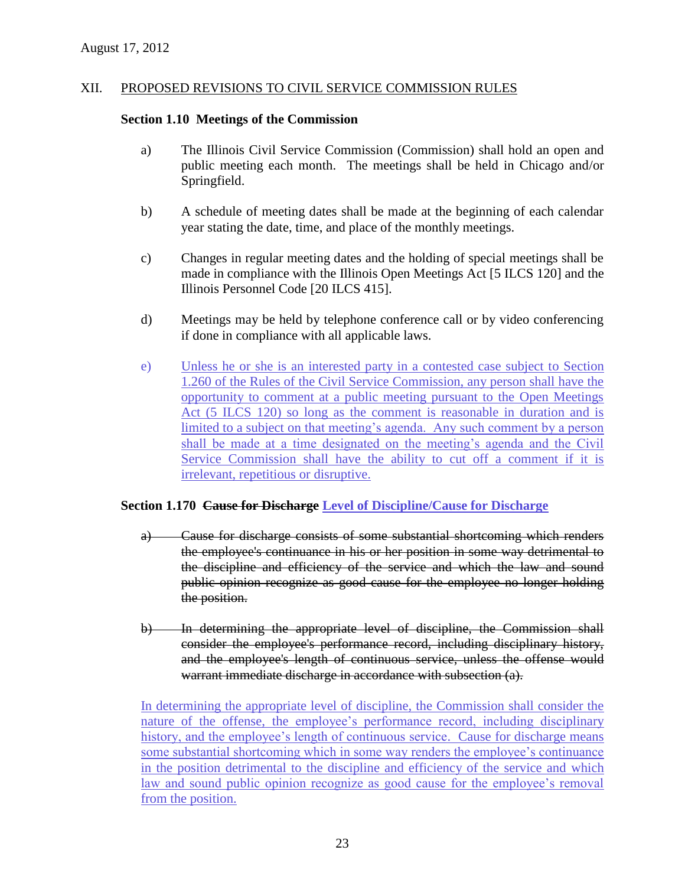August 17, 2012

## XII. PROPOSED REVISIONS TO CIVIL SERVICE COMMISSION RULES

### Section 1.10 Meetings of the Commission

a) The Illinois Civil Service Commission (Commission) shall hold an open and public meeting each month. The meetings shall be held in Chicago and/or Springfield.

b) A schedule of meeting dates shall be made at the beginning of each calendar year stating the date, time, and place of the monthly meetings.

c) Changes in regular meeting dates and the holding of special meetings shall be made in compliance with the Illinois Open Meetings Act [5 ILCS 120] and the Illinois Personnel Code [20 ILCS 415].

d) Meetings may be held by telephone conference call or by video conferencing if done in compliance with all applicable laws.

<u>e) Unless he or she is an interested party in a contested case subject to Section 1.260 of the Rules of the Civil Service Commission, any person shall have the opportunity to comment at a public meeting pursuant to the Open Meetings Act (5 ILCS 120) so long as the comment is reasonable in duration and is limited to a subject on that meeting's agenda. Any such comment by a person shall be made at a time designated on the meeting's agenda and the Civil Service Commission shall have the ability to cut off a comment if it is irrelevant, repetitious or disruptive.</u>

### Section 1.170 ~~Cause for Discharge~~ <u>Level of Discipline/Cause for Discharge</u>

~~a) Cause for discharge consists of some substantial shortcoming which renders the employee's continuance in his or her position in some way detrimental to the discipline and efficiency of the service and which the law and sound public opinion recognize as good cause for the employee no longer holding the position.~~

~~b) In determining the appropriate level of discipline, the Commission shall consider the employee's performance record, including disciplinary history, and the employee's length of continuous service, unless the offense would warrant immediate discharge in accordance with subsection (a).~~

<u>In determining the appropriate level of discipline, the Commission shall consider the nature of the offense, the employee's performance record, including disciplinary history, and the employee's length of continuous service. Cause for discharge means some substantial shortcoming which in some way renders the employee's continuance in the position detrimental to the discipline and efficiency of the service and which law and sound public opinion recognize as good cause for the employee's removal from the position.</u>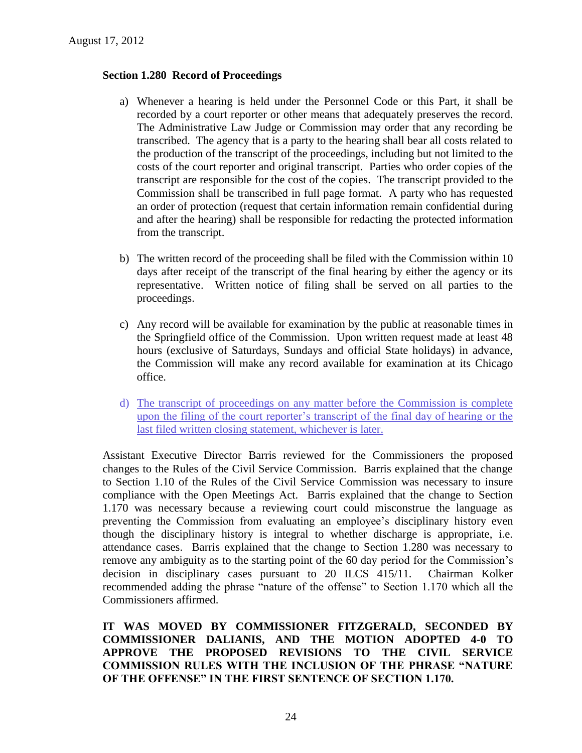**Section 1.280 Record of Proceedings**

a) Whenever a hearing is held under the Personnel Code or this Part, it shall be recorded by a court reporter or other means that adequately preserves the record. The Administrative Law Judge or Commission may order that any recording be transcribed. The agency that is a party to the hearing shall bear all costs related to the production of the transcript of the proceedings, including but not limited to the costs of the court reporter and original transcript. Parties who order copies of the transcript are responsible for the cost of the copies. The transcript provided to the Commission shall be transcribed in full page format. A party who has requested an order of protection (request that certain information remain confidential during and after the hearing) shall be responsible for redacting the protected information from the transcript.

b) The written record of the proceeding shall be filed with the Commission within 10 days after receipt of the transcript of the final hearing by either the agency or its representative. Written notice of filing shall be served on all parties to the proceedings.

c) Any record will be available for examination by the public at reasonable times in the Springfield office of the Commission. Upon written request made at least 48 hours (exclusive of Saturdays, Sundays and official State holidays) in advance, the Commission will make any record available for examination at its Chicago office.

d) The transcript of proceedings on any matter before the Commission is complete upon the filing of the court reporter's transcript of the final day of hearing or the last filed written closing statement, whichever is later.

Assistant Executive Director Barris reviewed for the Commissioners the proposed changes to the Rules of the Civil Service Commission. Barris explained that the change to Section 1.10 of the Rules of the Civil Service Commission was necessary to insure compliance with the Open Meetings Act. Barris explained that the change to Section 1.170 was necessary because a reviewing court could misconstrue the language as preventing the Commission from evaluating an employee's disciplinary history even though the disciplinary history is integral to whether discharge is appropriate, i.e. attendance cases. Barris explained that the change to Section 1.280 was necessary to remove any ambiguity as to the starting point of the 60 day period for the Commission's decision in disciplinary cases pursuant to 20 ILCS 415/11. Chairman Kolker recommended adding the phrase "nature of the offense" to Section 1.170 which all the Commissioners affirmed.

**IT WAS MOVED BY COMMISSIONER FITZGERALD, SECONDED BY COMMISSIONER DALIANIS, AND THE MOTION ADOPTED 4-0 TO APPROVE THE PROPOSED REVISIONS TO THE CIVIL SERVICE COMMISSION RULES WITH THE INCLUSION OF THE PHRASE "NATURE OF THE OFFENSE" IN THE FIRST SENTENCE OF SECTION 1.170.**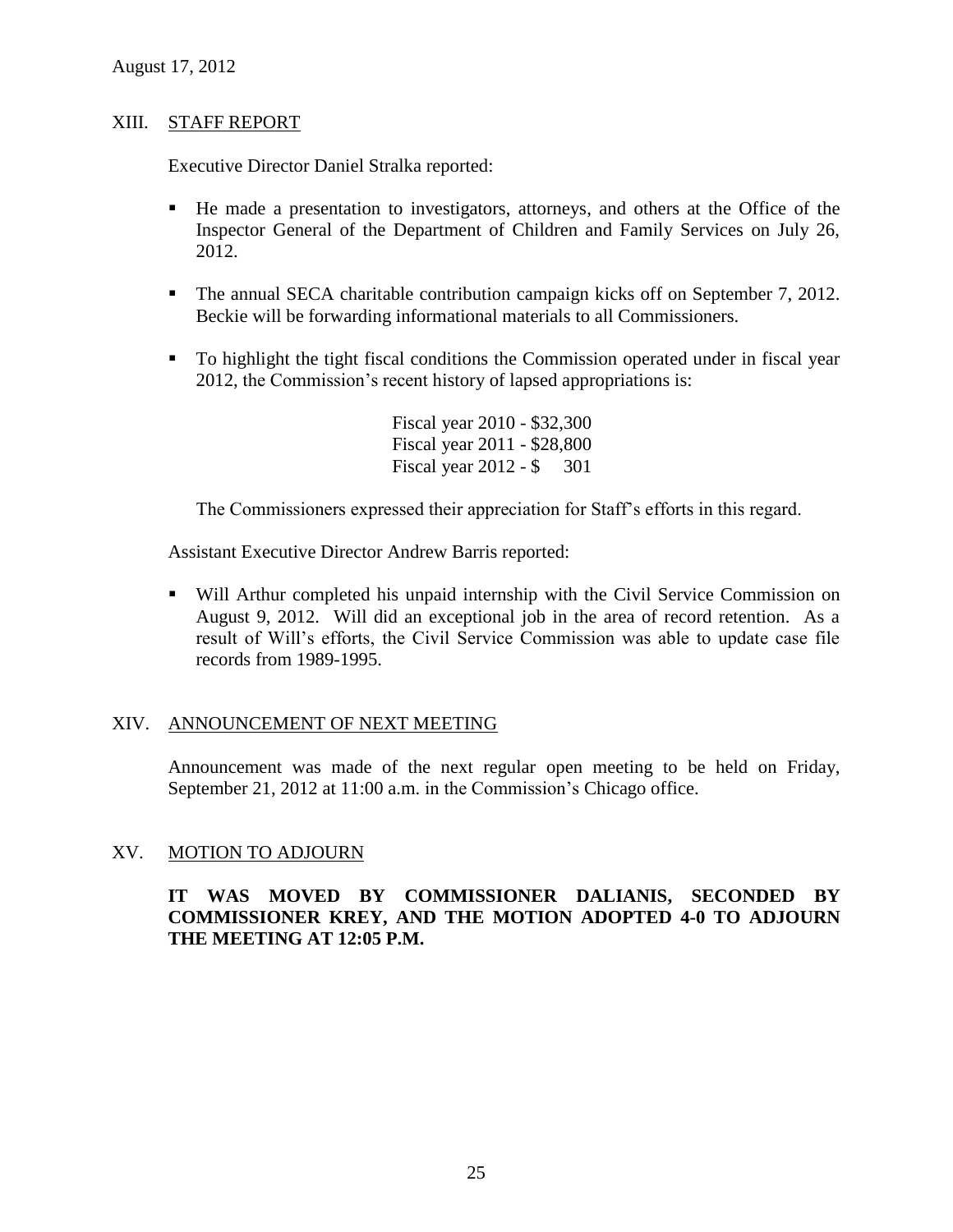## XIII. STAFF REPORT

Executive Director Daniel Stralka reported:

- He made a presentation to investigators, attorneys, and others at the Office of the Inspector General of the Department of Children and Family Services on July 26, 2012.
- The annual SECA charitable contribution campaign kicks off on September 7, 2012. Beckie will be forwarding informational materials to all Commissioners.
- To highlight the tight fiscal conditions the Commission operated under in fiscal year 2012, the Commission's recent history of lapsed appropriations is:

  Fiscal year 2010 - $32,300
  Fiscal year 2011 - $28,800
  Fiscal year 2012 - $ 301

  The Commissioners expressed their appreciation for Staff's efforts in this regard.

Assistant Executive Director Andrew Barris reported:

- Will Arthur completed his unpaid internship with the Civil Service Commission on August 9, 2012. Will did an exceptional job in the area of record retention. As a result of Will's efforts, the Civil Service Commission was able to update case file records from 1989-1995.

## XIV. ANNOUNCEMENT OF NEXT MEETING

Announcement was made of the next regular open meeting to be held on Friday, September 21, 2012 at 11:00 a.m. in the Commission's Chicago office.

## XV. MOTION TO ADJOURN

**IT WAS MOVED BY COMMISSIONER DALIANIS, SECONDED BY COMMISSIONER KREY, AND THE MOTION ADOPTED 4-0 TO ADJOURN THE MEETING AT 12:05 P.M.**